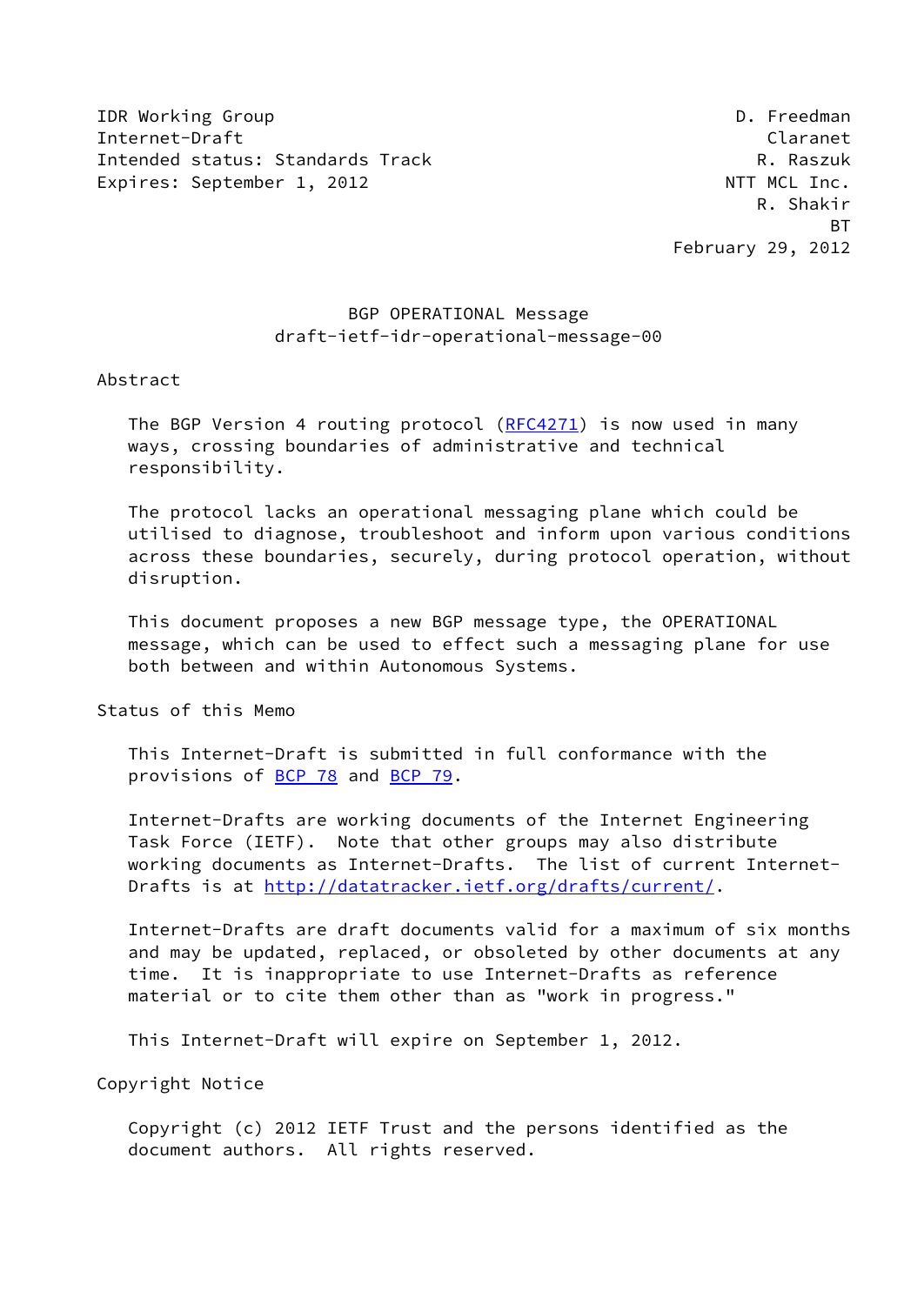IDR Working Group D. Freedman
Internet-Draft Claranet
Intended status: Standards Track R. Raszuk
Expires: September 1, 2012 NTT MCL Inc.
R. Shakir
BT
February 29, 2012

# BGP OPERATIONAL Message
## draft-ietf-idr-operational-message-00

## Abstract

The BGP Version 4 routing protocol (RFC4271) is now used in many ways, crossing boundaries of administrative and technical responsibility.

The protocol lacks an operational messaging plane which could be utilised to diagnose, troubleshoot and inform upon various conditions across these boundaries, securely, during protocol operation, without disruption.

This document proposes a new BGP message type, the OPERATIONAL message, which can be used to effect such a messaging plane for use both between and within Autonomous Systems.

## Status of this Memo

This Internet-Draft is submitted in full conformance with the provisions of BCP 78 and BCP 79.

Internet-Drafts are working documents of the Internet Engineering Task Force (IETF). Note that other groups may also distribute working documents as Internet-Drafts. The list of current Internet-Drafts is at http://datatracker.ietf.org/drafts/current/.

Internet-Drafts are draft documents valid for a maximum of six months and may be updated, replaced, or obsoleted by other documents at any time. It is inappropriate to use Internet-Drafts as reference material or to cite them other than as "work in progress."

This Internet-Draft will expire on September 1, 2012.

## Copyright Notice

Copyright (c) 2012 IETF Trust and the persons identified as the document authors. All rights reserved.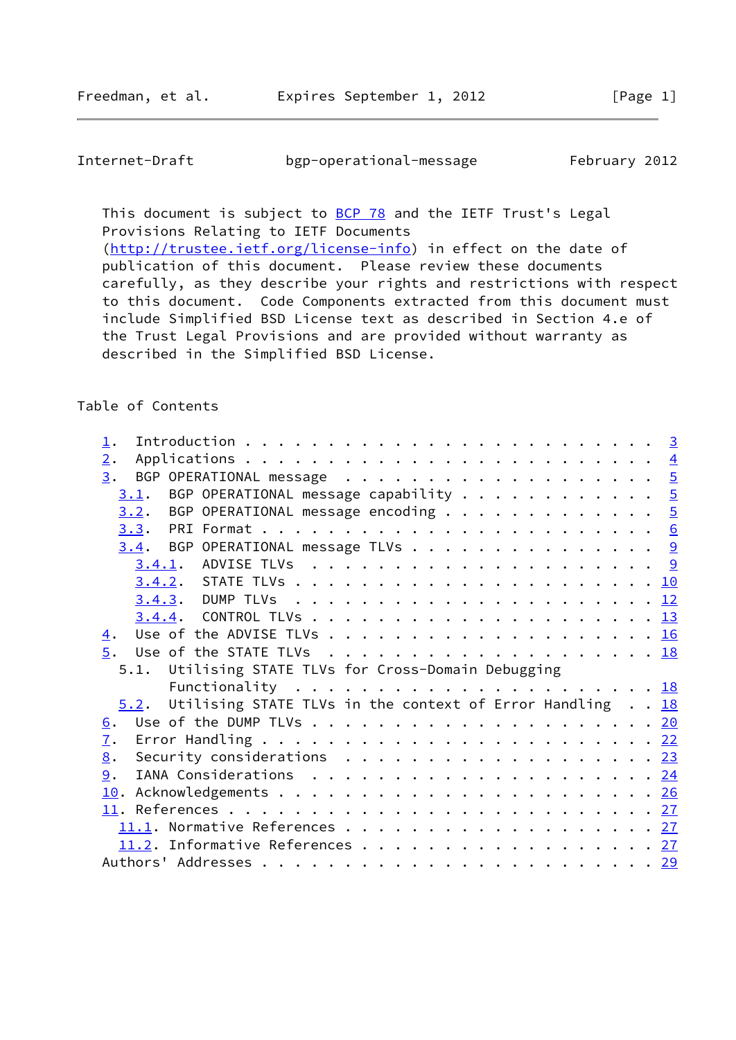This document is subject to BCP 78 and the IETF Trust's Legal Provisions Relating to IETF Documents (http://trustee.ietf.org/license-info) in effect on the date of publication of this document. Please review these documents carefully, as they describe your rights and restrictions with respect to this document. Code Components extracted from this document must include Simplified BSD License text as described in Section 4.e of the Trust Legal Provisions and are provided without warranty as described in the Simplified BSD License.

## Table of Contents

- 1. Introduction . . . . . . . . . . . . . . . . . . . . . . . . 3
- 2. Applications . . . . . . . . . . . . . . . . . . . . . . . . 4
- 3. BGP OPERATIONAL message . . . . . . . . . . . . . . . . . . . 5
  - 3.1. BGP OPERATIONAL message capability . . . . . . . . . . . 5
  - 3.2. BGP OPERATIONAL message encoding . . . . . . . . . . . . 5
  - 3.3. PRI Format . . . . . . . . . . . . . . . . . . . . . . . 6
  - 3.4. BGP OPERATIONAL message TLVs . . . . . . . . . . . . . . 9
    - 3.4.1. ADVISE TLVs . . . . . . . . . . . . . . . . . . . . 9
    - 3.4.2. STATE TLVs . . . . . . . . . . . . . . . . . . . . . 10
    - 3.4.3. DUMP TLVs . . . . . . . . . . . . . . . . . . . . . 12
    - 3.4.4. CONTROL TLVs . . . . . . . . . . . . . . . . . . . . 13
- 4. Use of the ADVISE TLVs . . . . . . . . . . . . . . . . . . . 16
- 5. Use of the STATE TLVs . . . . . . . . . . . . . . . . . . . 18
  - 5.1. Utilising STATE TLVs for Cross-Domain Debugging Functionality . . . . . . . . . . . . . . . . . . . . . 18
  - 5.2. Utilising STATE TLVs in the context of Error Handling . . 18
- 6. Use of the DUMP TLVs . . . . . . . . . . . . . . . . . . . . 20
- 7. Error Handling . . . . . . . . . . . . . . . . . . . . . . . 22
- 8. Security considerations . . . . . . . . . . . . . . . . . . 23
- 9. IANA Considerations . . . . . . . . . . . . . . . . . . . . 24
- 10. Acknowledgements . . . . . . . . . . . . . . . . . . . . . . 26
- 11. References . . . . . . . . . . . . . . . . . . . . . . . . . 27
  - 11.1. Normative References . . . . . . . . . . . . . . . . . . 27
  - 11.2. Informative References . . . . . . . . . . . . . . . . . 27
- Authors' Addresses . . . . . . . . . . . . . . . . . . . . . . . 29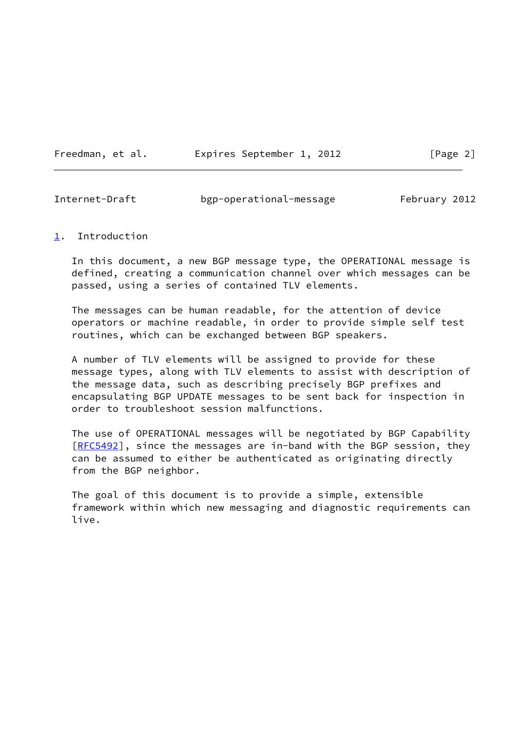## 1. Introduction

In this document, a new BGP message type, the OPERATIONAL message is defined, creating a communication channel over which messages can be passed, using a series of contained TLV elements.

The messages can be human readable, for the attention of device operators or machine readable, in order to provide simple self test routines, which can be exchanged between BGP speakers.

A number of TLV elements will be assigned to provide for these message types, along with TLV elements to assist with description of the message data, such as describing precisely BGP prefixes and encapsulating BGP UPDATE messages to be sent back for inspection in order to troubleshoot session malfunctions.

The use of OPERATIONAL messages will be negotiated by BGP Capability [RFC5492], since the messages are in-band with the BGP session, they can be assumed to either be authenticated as originating directly from the BGP neighbor.

The goal of this document is to provide a simple, extensible framework within which new messaging and diagnostic requirements can live.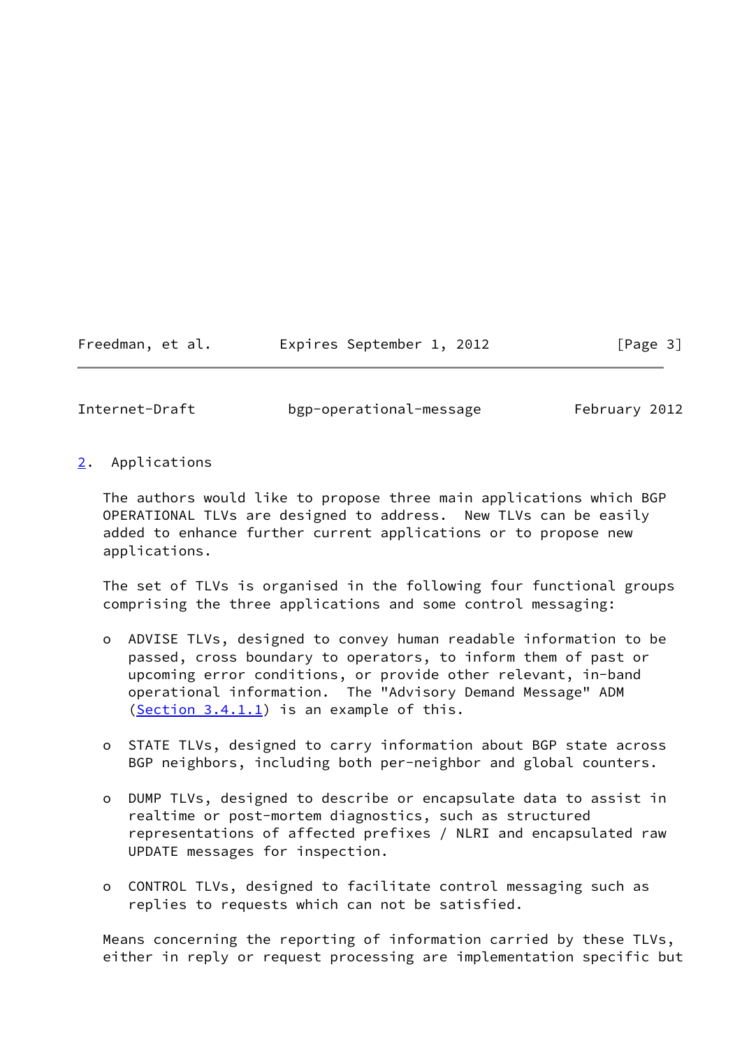## 2. Applications

The authors would like to propose three main applications which BGP OPERATIONAL TLVs are designed to address. New TLVs can be easily added to enhance further current applications or to propose new applications.

The set of TLVs is organised in the following four functional groups comprising the three applications and some control messaging:

- ADVISE TLVs, designed to convey human readable information to be passed, cross boundary to operators, to inform them of past or upcoming error conditions, or provide other relevant, in-band operational information. The "Advisory Demand Message" ADM (Section 3.4.1.1) is an example of this.

- STATE TLVs, designed to carry information about BGP state across BGP neighbors, including both per-neighbor and global counters.

- DUMP TLVs, designed to describe or encapsulate data to assist in realtime or post-mortem diagnostics, such as structured representations of affected prefixes / NLRI and encapsulated raw UPDATE messages for inspection.

- CONTROL TLVs, designed to facilitate control messaging such as replies to requests which can not be satisfied.

Means concerning the reporting of information carried by these TLVs, either in reply or request processing are implementation specific but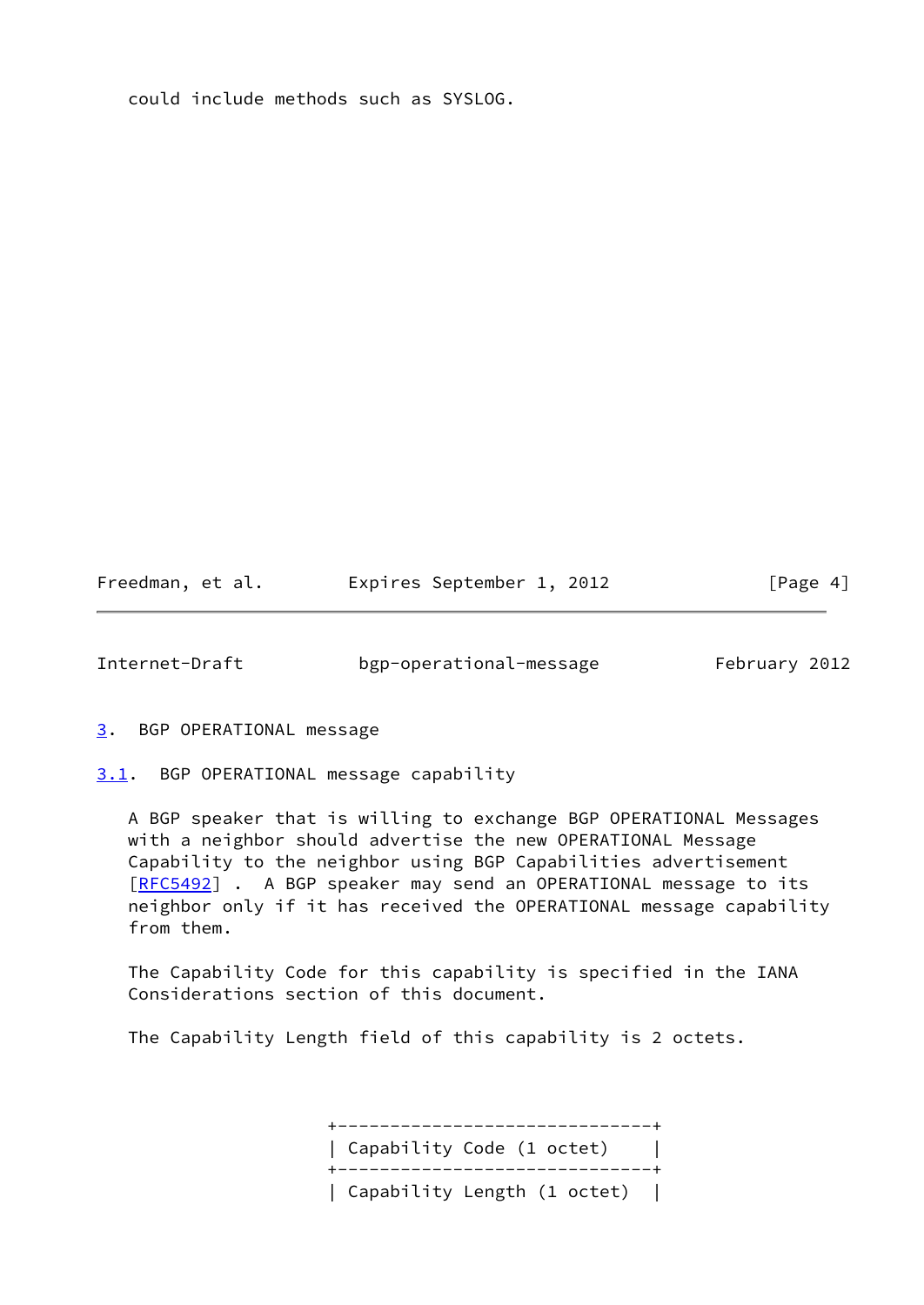could include methods such as SYSLOG.

# 3. BGP OPERATIONAL message

## 3.1. BGP OPERATIONAL message capability

A BGP speaker that is willing to exchange BGP OPERATIONAL Messages with a neighbor should advertise the new OPERATIONAL Message Capability to the neighbor using BGP Capabilities advertisement [RFC5492] . A BGP speaker may send an OPERATIONAL message to its neighbor only if it has received the OPERATIONAL message capability from them.

The Capability Code for this capability is specified in the IANA Considerations section of this document.

The Capability Length field of this capability is 2 octets.

```
+------------------------------+
| Capability Code (1 octet)    |
+------------------------------+
| Capability Length (1 octet)  |
```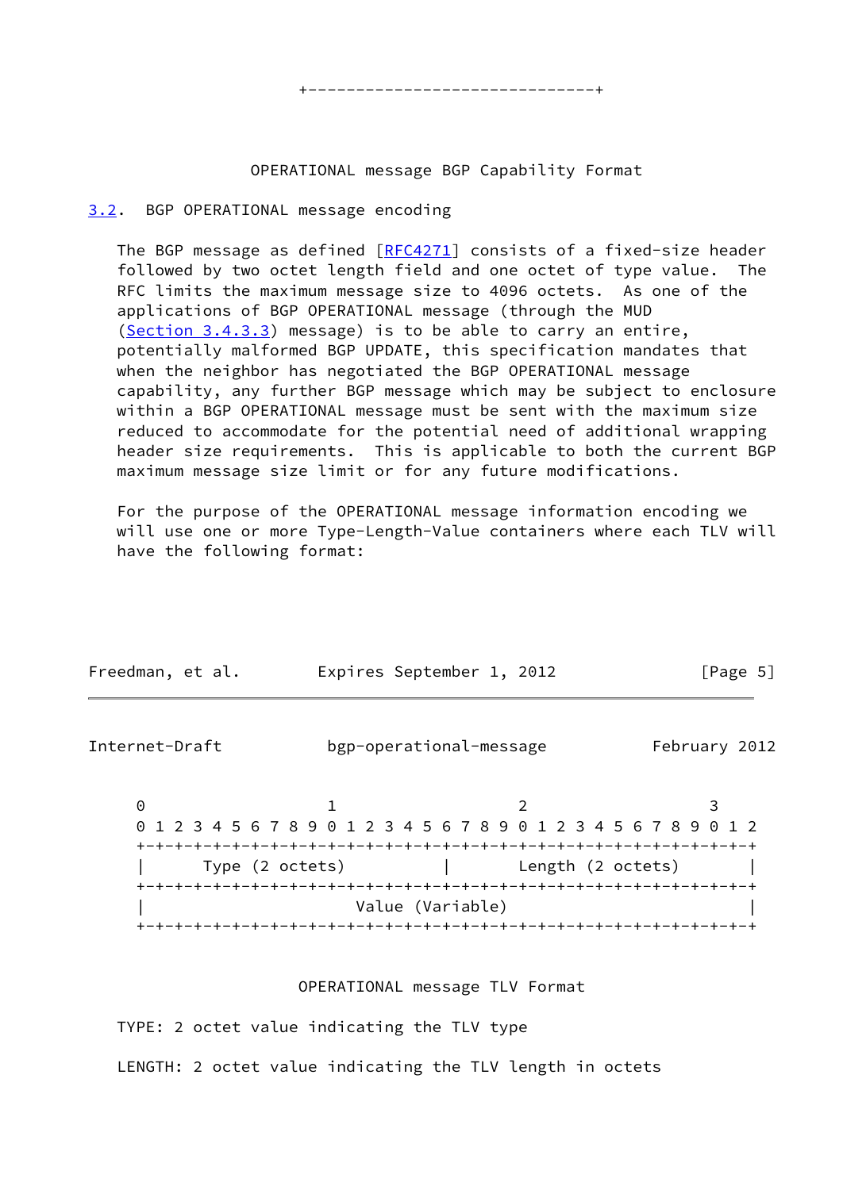```
+------------------------------+
```

OPERATIONAL message BGP Capability Format

## 3.2. BGP OPERATIONAL message encoding

The BGP message as defined [RFC4271] consists of a fixed-size header followed by two octet length field and one octet of type value. The RFC limits the maximum message size to 4096 octets. As one of the applications of BGP OPERATIONAL message (through the MUD (Section 3.4.3.3) message) is to be able to carry an entire, potentially malformed BGP UPDATE, this specification mandates that when the neighbor has negotiated the BGP OPERATIONAL message capability, any further BGP message which may be subject to enclosure within a BGP OPERATIONAL message must be sent with the maximum size reduced to accommodate for the potential need of additional wrapping header size requirements. This is applicable to both the current BGP maximum message size limit or for any future modifications.

For the purpose of the OPERATIONAL message information encoding we will use one or more Type-Length-Value containers where each TLV will have the following format:

```
 0                   1                   2                   3
 0 1 2 3 4 5 6 7 8 9 0 1 2 3 4 5 6 7 8 9 0 1 2 3 4 5 6 7 8 9 0 1 2
+-+-+-+-+-+-+-+-+-+-+-+-+-+-+-+-+-+-+-+-+-+-+-+-+-+-+-+-+-+-+-+-+-+
|      Type (2 octets)        |        Length (2 octets)        |
+-+-+-+-+-+-+-+-+-+-+-+-+-+-+-+-+-+-+-+-+-+-+-+-+-+-+-+-+-+-+-+-+-+
|                          Value (Variable)                      |
+-+-+-+-+-+-+-+-+-+-+-+-+-+-+-+-+-+-+-+-+-+-+-+-+-+-+-+-+-+-+-+-+-+
```

OPERATIONAL message TLV Format

TYPE: 2 octet value indicating the TLV type

LENGTH: 2 octet value indicating the TLV length in octets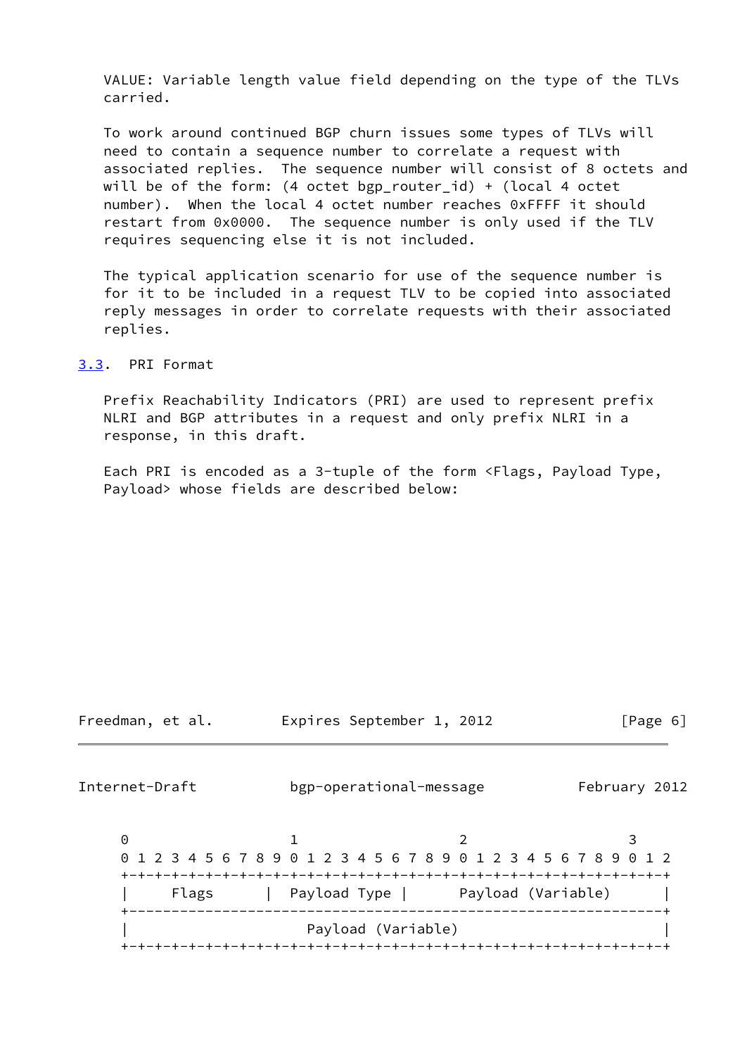VALUE: Variable length value field depending on the type of the TLVs carried.

To work around continued BGP churn issues some types of TLVs will need to contain a sequence number to correlate a request with associated replies. The sequence number will consist of 8 octets and will be of the form: (4 octet bgp_router_id) + (local 4 octet number). When the local 4 octet number reaches 0xFFFF it should restart from 0x0000. The sequence number is only used if the TLV requires sequencing else it is not included.

The typical application scenario for use of the sequence number is for it to be included in a request TLV to be copied into associated reply messages in order to correlate requests with their associated replies.

## 3.3. PRI Format

Prefix Reachability Indicators (PRI) are used to represent prefix NLRI and BGP attributes in a request and only prefix NLRI in a response, in this draft.

Each PRI is encoded as a 3-tuple of the form <Flags, Payload Type, Payload> whose fields are described below:

```
 0                   1                   2                   3
 0 1 2 3 4 5 6 7 8 9 0 1 2 3 4 5 6 7 8 9 0 1 2 3 4 5 6 7 8 9 0 1 2
+-+-+-+-+-+-+-+-+-+-+-+-+-+-+-+-+-+-+-+-+-+-+-+-+-+-+-+-+-+-+-+-+-+
|     Flags      |  Payload Type |      Payload (Variable)       |
+----------------------------------------------------------------+
|                      Payload (Variable)                        |
+-+-+-+-+-+-+-+-+-+-+-+-+-+-+-+-+-+-+-+-+-+-+-+-+-+-+-+-+-+-+-+-+-+
```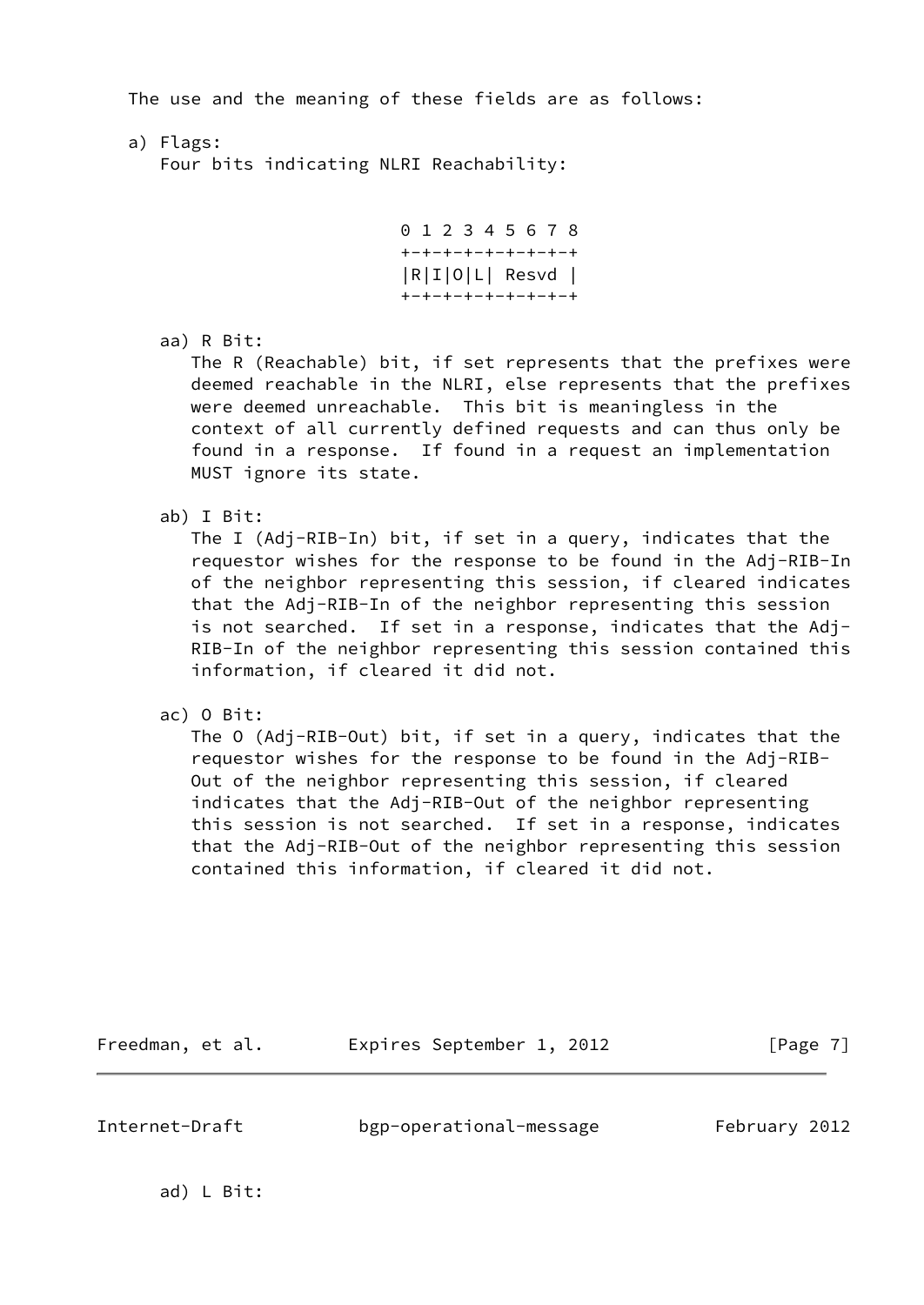The use and the meaning of these fields are as follows:

a) Flags:
Four bits indicating NLRI Reachability:

```
 0 1 2 3 4 5 6 7 8
+-+-+-+-+-+-+-+-+
|R|I|O|L| Resvd |
+-+-+-+-+-+-+-+-+
```

aa) R Bit:
The R (Reachable) bit, if set represents that the prefixes were deemed reachable in the NLRI, else represents that the prefixes were deemed unreachable. This bit is meaningless in the context of all currently defined requests and can thus only be found in a response. If found in a request an implementation MUST ignore its state.

ab) I Bit:
The I (Adj-RIB-In) bit, if set in a query, indicates that the requestor wishes for the response to be found in the Adj-RIB-In of the neighbor representing this session, if cleared indicates that the Adj-RIB-In of the neighbor representing this session is not searched. If set in a response, indicates that the Adj-RIB-In of the neighbor representing this session contained this information, if cleared it did not.

ac) O Bit:
The O (Adj-RIB-Out) bit, if set in a query, indicates that the requestor wishes for the response to be found in the Adj-RIB-Out of the neighbor representing this session, if cleared indicates that the Adj-RIB-Out of the neighbor representing this session is not searched. If set in a response, indicates that the Adj-RIB-Out of the neighbor representing this session contained this information, if cleared it did not.

ad) L Bit: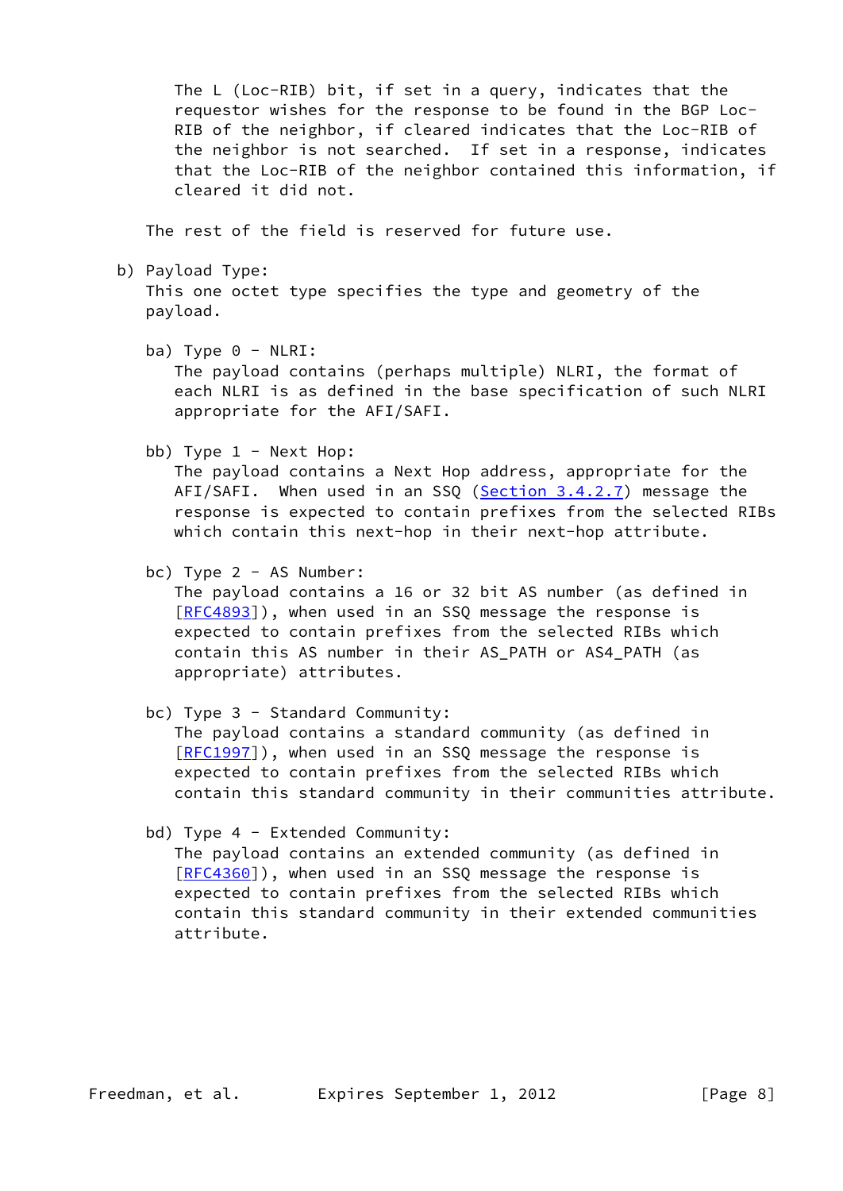The L (Loc-RIB) bit, if set in a query, indicates that the requestor wishes for the response to be found in the BGP Loc-RIB of the neighbor, if cleared indicates that the Loc-RIB of the neighbor is not searched. If set in a response, indicates that the Loc-RIB of the neighbor contained this information, if cleared it did not.

The rest of the field is reserved for future use.

b) Payload Type:
   This one octet type specifies the type and geometry of the payload.

   ba) Type 0 - NLRI:
      The payload contains (perhaps multiple) NLRI, the format of each NLRI is as defined in the base specification of such NLRI appropriate for the AFI/SAFI.

   bb) Type 1 - Next Hop:
      The payload contains a Next Hop address, appropriate for the AFI/SAFI. When used in an SSQ (Section 3.4.2.7) message the response is expected to contain prefixes from the selected RIBs which contain this next-hop in their next-hop attribute.

   bc) Type 2 - AS Number:
      The payload contains a 16 or 32 bit AS number (as defined in [RFC4893]), when used in an SSQ message the response is expected to contain prefixes from the selected RIBs which contain this AS number in their AS_PATH or AS4_PATH (as appropriate) attributes.

   bc) Type 3 - Standard Community:
      The payload contains a standard community (as defined in [RFC1997]), when used in an SSQ message the response is expected to contain prefixes from the selected RIBs which contain this standard community in their communities attribute.

   bd) Type 4 - Extended Community:
      The payload contains an extended community (as defined in [RFC4360]), when used in an SSQ message the response is expected to contain prefixes from the selected RIBs which contain this standard community in their extended communities attribute.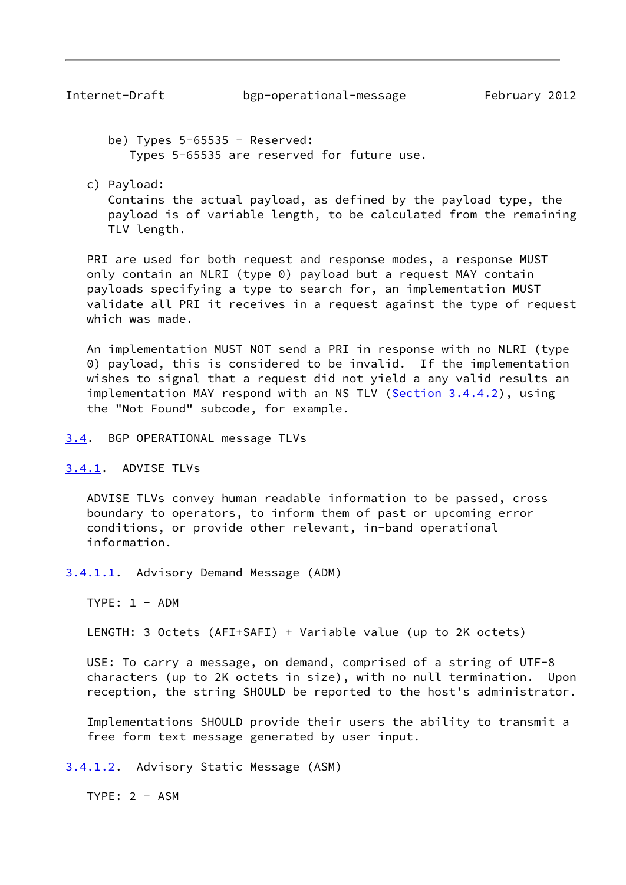be) Types 5-65535 - Reserved:
Types 5-65535 are reserved for future use.

c) Payload:
Contains the actual payload, as defined by the payload type, the payload is of variable length, to be calculated from the remaining TLV length.

PRI are used for both request and response modes, a response MUST only contain an NLRI (type 0) payload but a request MAY contain payloads specifying a type to search for, an implementation MUST validate all PRI it receives in a request against the type of request which was made.

An implementation MUST NOT send a PRI in response with no NLRI (type 0) payload, this is considered to be invalid. If the implementation wishes to signal that a request did not yield a any valid results an implementation MAY respond with an NS TLV (Section 3.4.4.2), using the "Not Found" subcode, for example.

## 3.4. BGP OPERATIONAL message TLVs

### 3.4.1. ADVISE TLVs

ADVISE TLVs convey human readable information to be passed, cross boundary to operators, to inform them of past or upcoming error conditions, or provide other relevant, in-band operational information.

#### 3.4.1.1. Advisory Demand Message (ADM)

TYPE: 1 - ADM

LENGTH: 3 Octets (AFI+SAFI) + Variable value (up to 2K octets)

USE: To carry a message, on demand, comprised of a string of UTF-8 characters (up to 2K octets in size), with no null termination. Upon reception, the string SHOULD be reported to the host's administrator.

Implementations SHOULD provide their users the ability to transmit a free form text message generated by user input.

#### 3.4.1.2. Advisory Static Message (ASM)

TYPE: 2 - ASM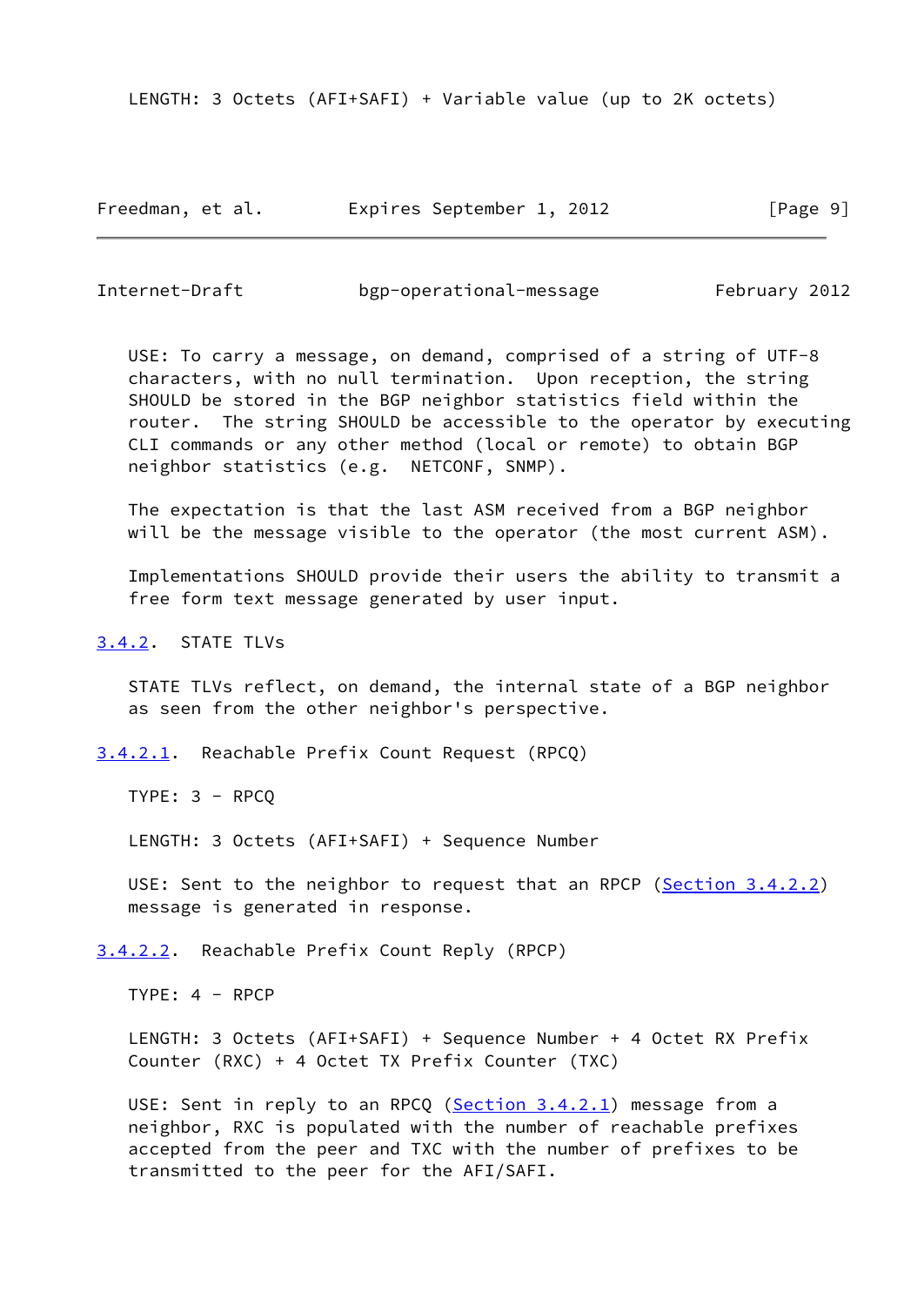LENGTH: 3 Octets (AFI+SAFI) + Variable value (up to 2K octets)

USE: To carry a message, on demand, comprised of a string of UTF-8 characters, with no null termination. Upon reception, the string SHOULD be stored in the BGP neighbor statistics field within the router. The string SHOULD be accessible to the operator by executing CLI commands or any other method (local or remote) to obtain BGP neighbor statistics (e.g. NETCONF, SNMP).

The expectation is that the last ASM received from a BGP neighbor will be the message visible to the operator (the most current ASM).

Implementations SHOULD provide their users the ability to transmit a free form text message generated by user input.

#### 3.4.2. STATE TLVs

STATE TLVs reflect, on demand, the internal state of a BGP neighbor as seen from the other neighbor's perspective.

##### 3.4.2.1. Reachable Prefix Count Request (RPCQ)

TYPE: 3 - RPCQ

LENGTH: 3 Octets (AFI+SAFI) + Sequence Number

USE: Sent to the neighbor to request that an RPCP (Section 3.4.2.2) message is generated in response.

##### 3.4.2.2. Reachable Prefix Count Reply (RPCP)

TYPE: 4 - RPCP

LENGTH: 3 Octets (AFI+SAFI) + Sequence Number + 4 Octet RX Prefix Counter (RXC) + 4 Octet TX Prefix Counter (TXC)

USE: Sent in reply to an RPCQ (Section 3.4.2.1) message from a neighbor, RXC is populated with the number of reachable prefixes accepted from the peer and TXC with the number of prefixes to be transmitted to the peer for the AFI/SAFI.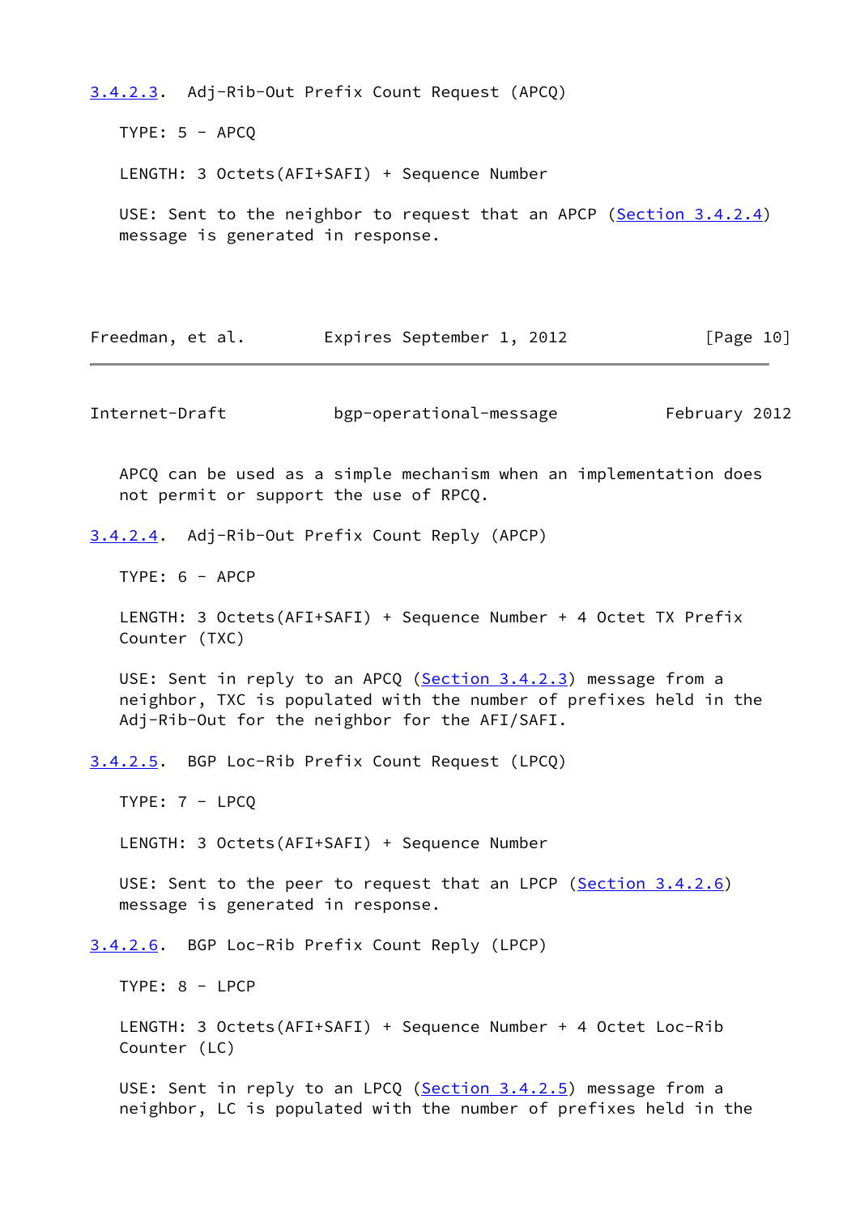#### 3.4.2.3. Adj-Rib-Out Prefix Count Request (APCQ)

TYPE: 5 - APCQ

LENGTH: 3 Octets(AFI+SAFI) + Sequence Number

USE: Sent to the neighbor to request that an APCP (Section 3.4.2.4) message is generated in response.

APCQ can be used as a simple mechanism when an implementation does not permit or support the use of RPCQ.

#### 3.4.2.4. Adj-Rib-Out Prefix Count Reply (APCP)

TYPE: 6 - APCP

LENGTH: 3 Octets(AFI+SAFI) + Sequence Number + 4 Octet TX Prefix Counter (TXC)

USE: Sent in reply to an APCQ (Section 3.4.2.3) message from a neighbor, TXC is populated with the number of prefixes held in the Adj-Rib-Out for the neighbor for the AFI/SAFI.

#### 3.4.2.5. BGP Loc-Rib Prefix Count Request (LPCQ)

TYPE: 7 - LPCQ

LENGTH: 3 Octets(AFI+SAFI) + Sequence Number

USE: Sent to the peer to request that an LPCP (Section 3.4.2.6) message is generated in response.

#### 3.4.2.6. BGP Loc-Rib Prefix Count Reply (LPCP)

TYPE: 8 - LPCP

LENGTH: 3 Octets(AFI+SAFI) + Sequence Number + 4 Octet Loc-Rib Counter (LC)

USE: Sent in reply to an LPCQ (Section 3.4.2.5) message from a neighbor, LC is populated with the number of prefixes held in the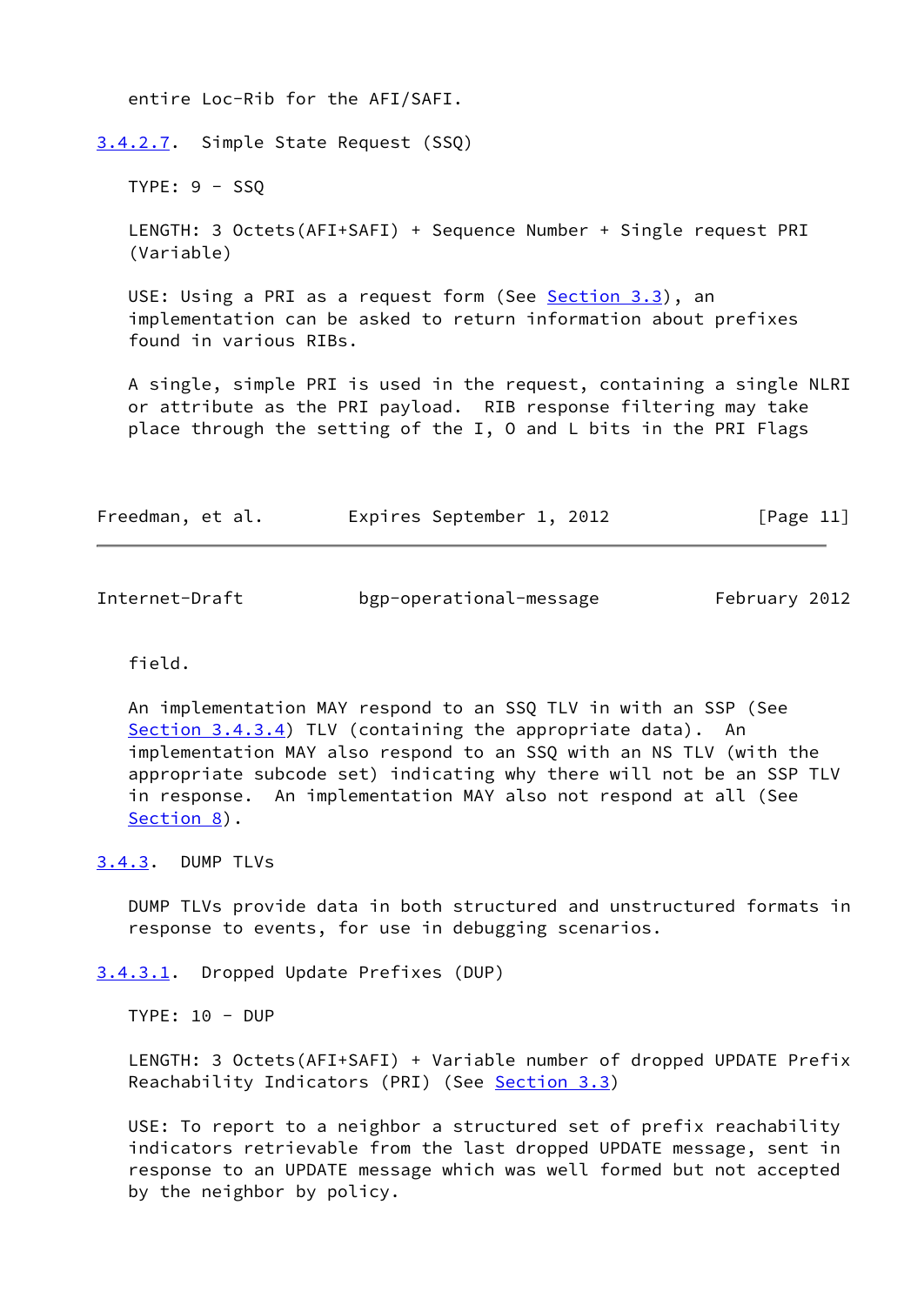entire Loc-Rib for the AFI/SAFI.

#### 3.4.2.7. Simple State Request (SSQ)

TYPE: 9 - SSQ

LENGTH: 3 Octets(AFI+SAFI) + Sequence Number + Single request PRI (Variable)

USE: Using a PRI as a request form (See Section 3.3), an implementation can be asked to return information about prefixes found in various RIBs.

A single, simple PRI is used in the request, containing a single NLRI or attribute as the PRI payload. RIB response filtering may take place through the setting of the I, O and L bits in the PRI Flags field.

An implementation MAY respond to an SSQ TLV in with an SSP (See Section 3.4.3.4) TLV (containing the appropriate data). An implementation MAY also respond to an SSQ with an NS TLV (with the appropriate subcode set) indicating why there will not be an SSP TLV in response. An implementation MAY also not respond at all (See Section 8).

### 3.4.3. DUMP TLVs

DUMP TLVs provide data in both structured and unstructured formats in response to events, for use in debugging scenarios.

#### 3.4.3.1. Dropped Update Prefixes (DUP)

TYPE: 10 - DUP

LENGTH: 3 Octets(AFI+SAFI) + Variable number of dropped UPDATE Prefix Reachability Indicators (PRI) (See Section 3.3)

USE: To report to a neighbor a structured set of prefix reachability indicators retrievable from the last dropped UPDATE message, sent in response to an UPDATE message which was well formed but not accepted by the neighbor by policy.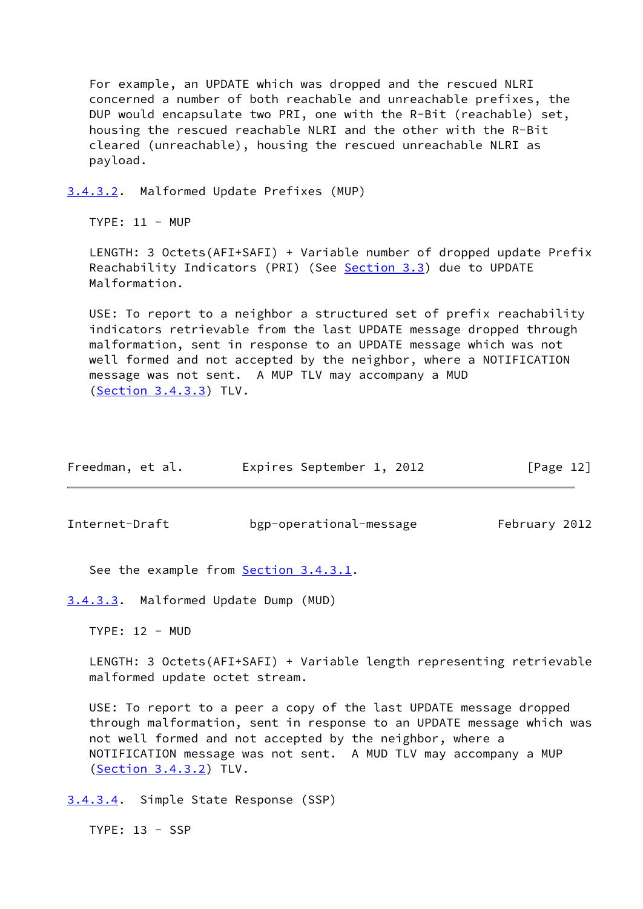For example, an UPDATE which was dropped and the rescued NLRI concerned a number of both reachable and unreachable prefixes, the DUP would encapsulate two PRI, one with the R-Bit (reachable) set, housing the rescued reachable NLRI and the other with the R-Bit cleared (unreachable), housing the rescued unreachable NLRI as payload.

#### 3.4.3.2. Malformed Update Prefixes (MUP)

TYPE: 11 - MUP

LENGTH: 3 Octets(AFI+SAFI) + Variable number of dropped update Prefix Reachability Indicators (PRI) (See Section 3.3) due to UPDATE Malformation.

USE: To report to a neighbor a structured set of prefix reachability indicators retrievable from the last UPDATE message dropped through malformation, sent in response to an UPDATE message which was not well formed and not accepted by the neighbor, where a NOTIFICATION message was not sent. A MUP TLV may accompany a MUD (Section 3.4.3.3) TLV.

See the example from Section 3.4.3.1.

#### 3.4.3.3. Malformed Update Dump (MUD)

TYPE: 12 - MUD

LENGTH: 3 Octets(AFI+SAFI) + Variable length representing retrievable malformed update octet stream.

USE: To report to a peer a copy of the last UPDATE message dropped through malformation, sent in response to an UPDATE message which was not well formed and not accepted by the neighbor, where a NOTIFICATION message was not sent. A MUD TLV may accompany a MUP (Section 3.4.3.2) TLV.

#### 3.4.3.4. Simple State Response (SSP)

TYPE: 13 - SSP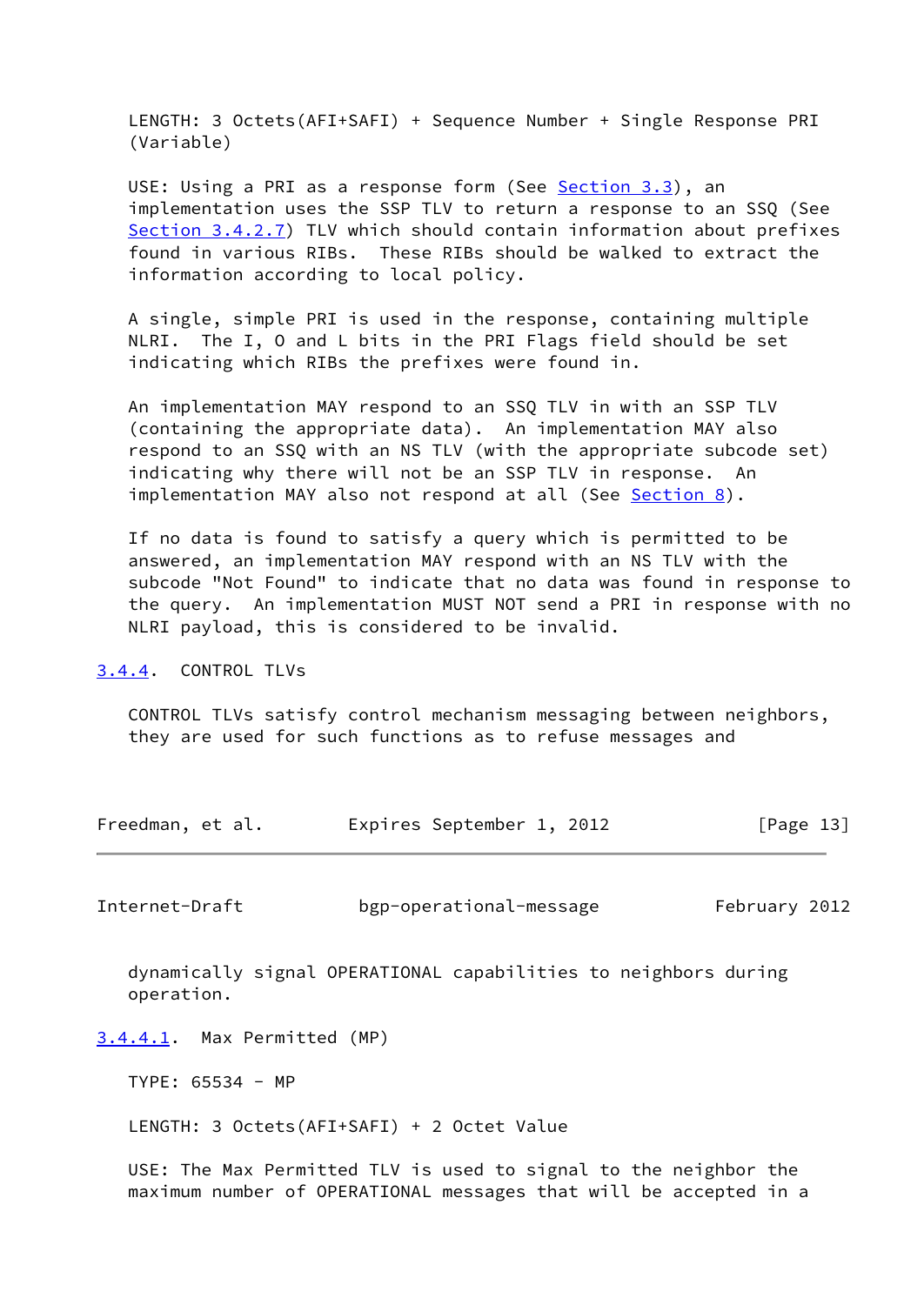LENGTH: 3 Octets(AFI+SAFI) + Sequence Number + Single Response PRI (Variable)

USE: Using a PRI as a response form (See Section 3.3), an implementation uses the SSP TLV to return a response to an SSQ (See Section 3.4.2.7) TLV which should contain information about prefixes found in various RIBs. These RIBs should be walked to extract the information according to local policy.

A single, simple PRI is used in the response, containing multiple NLRI. The I, O and L bits in the PRI Flags field should be set indicating which RIBs the prefixes were found in.

An implementation MAY respond to an SSQ TLV in with an SSP TLV (containing the appropriate data). An implementation MAY also respond to an SSQ with an NS TLV (with the appropriate subcode set) indicating why there will not be an SSP TLV in response. An implementation MAY also not respond at all (See Section 8).

If no data is found to satisfy a query which is permitted to be answered, an implementation MAY respond with an NS TLV with the subcode "Not Found" to indicate that no data was found in response to the query. An implementation MUST NOT send a PRI in response with no NLRI payload, this is considered to be invalid.

### 3.4.4. CONTROL TLVs

CONTROL TLVs satisfy control mechanism messaging between neighbors, they are used for such functions as to refuse messages and dynamically signal OPERATIONAL capabilities to neighbors during operation.

#### 3.4.4.1. Max Permitted (MP)

TYPE: 65534 - MP

LENGTH: 3 Octets(AFI+SAFI) + 2 Octet Value

USE: The Max Permitted TLV is used to signal to the neighbor the maximum number of OPERATIONAL messages that will be accepted in a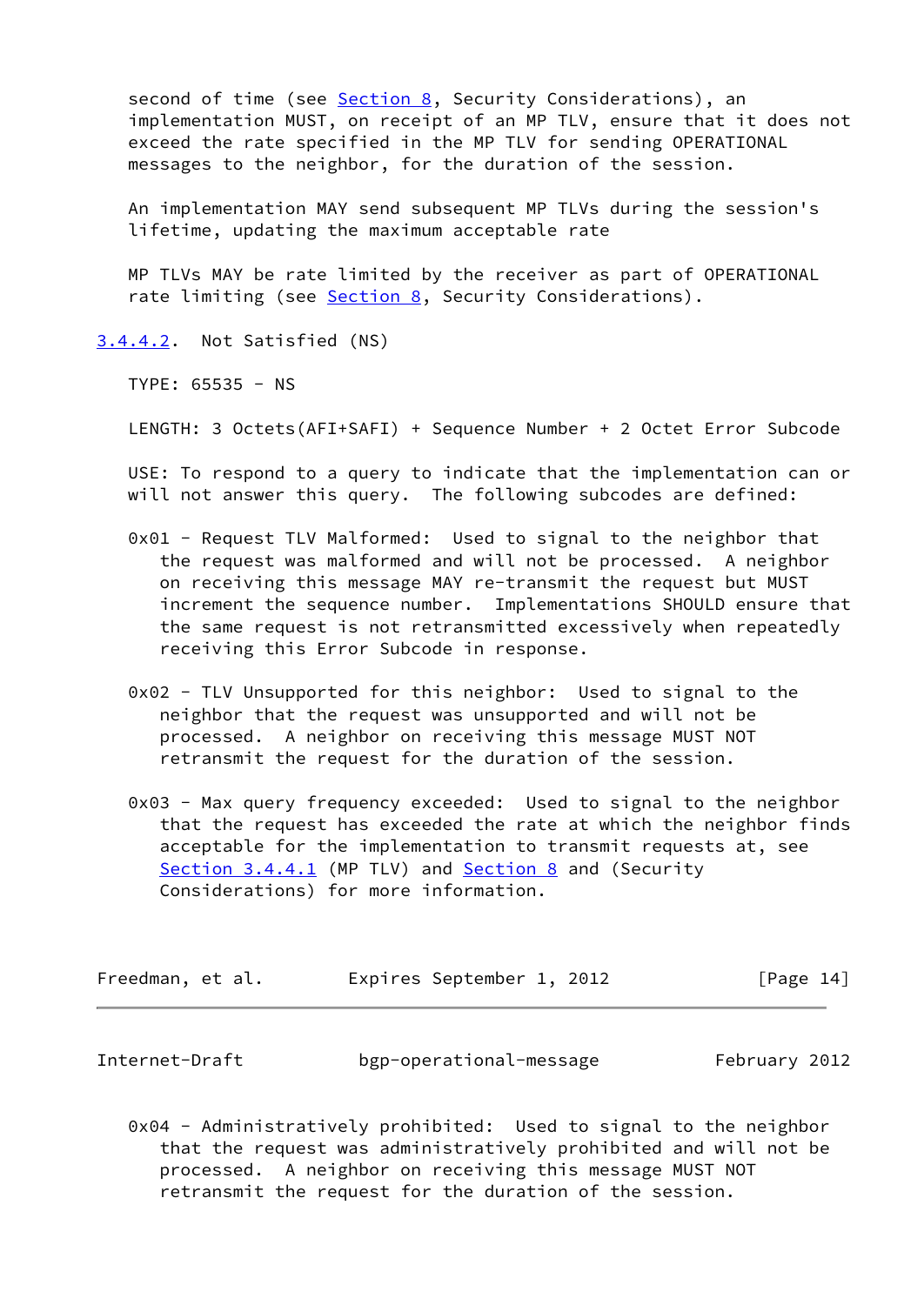second of time (see Section 8, Security Considerations), an implementation MUST, on receipt of an MP TLV, ensure that it does not exceed the rate specified in the MP TLV for sending OPERATIONAL messages to the neighbor, for the duration of the session.

An implementation MAY send subsequent MP TLVs during the session's lifetime, updating the maximum acceptable rate

MP TLVs MAY be rate limited by the receiver as part of OPERATIONAL rate limiting (see Section 8, Security Considerations).

#### 3.4.4.2. Not Satisfied (NS)

TYPE: 65535 - NS

LENGTH: 3 Octets(AFI+SAFI) + Sequence Number + 2 Octet Error Subcode

USE: To respond to a query to indicate that the implementation can or will not answer this query. The following subcodes are defined:

0x01 - Request TLV Malformed: Used to signal to the neighbor that the request was malformed and will not be processed. A neighbor on receiving this message MAY re-transmit the request but MUST increment the sequence number. Implementations SHOULD ensure that the same request is not retransmitted excessively when repeatedly receiving this Error Subcode in response.

0x02 - TLV Unsupported for this neighbor: Used to signal to the neighbor that the request was unsupported and will not be processed. A neighbor on receiving this message MUST NOT retransmit the request for the duration of the session.

0x03 - Max query frequency exceeded: Used to signal to the neighbor that the request has exceeded the rate at which the neighbor finds acceptable for the implementation to transmit requests at, see Section 3.4.4.1 (MP TLV) and Section 8 and (Security Considerations) for more information.

0x04 - Administratively prohibited: Used to signal to the neighbor that the request was administratively prohibited and will be processed. A neighbor on receiving this message MUST NOT retransmit the request for the duration of the session.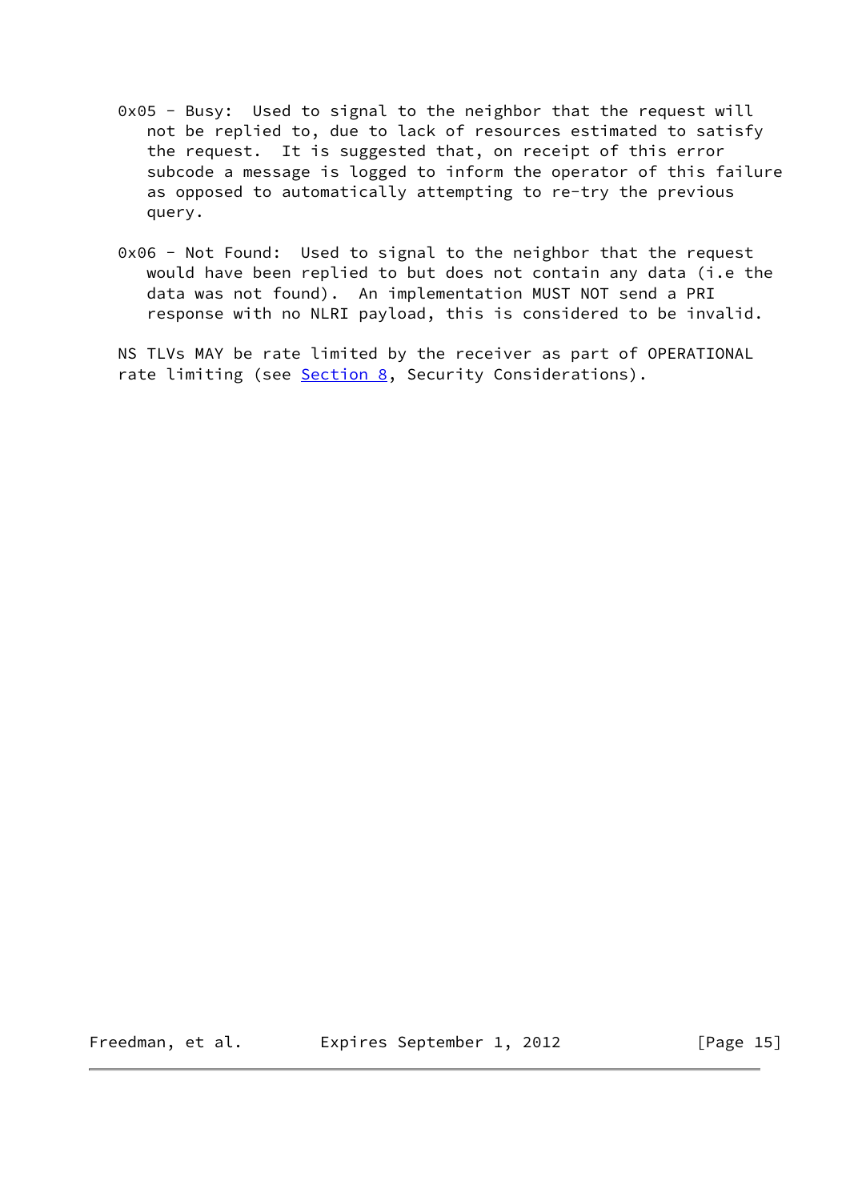0x05 - Busy:  Used to signal to the neighbor that the request will not be replied to, due to lack of resources estimated to satisfy the request.  It is suggested that, on receipt of this error subcode a message is logged to inform the operator of this failure as opposed to automatically attempting to re-try the previous query.

0x06 - Not Found:  Used to signal to the neighbor that the request would have been replied to but does not contain any data (i.e the data was not found).  An implementation MUST NOT send a PRI response with no NLRI payload, this is considered to be invalid.

NS TLVs MAY be rate limited by the receiver as part of OPERATIONAL rate limiting (see Section 8, Security Considerations).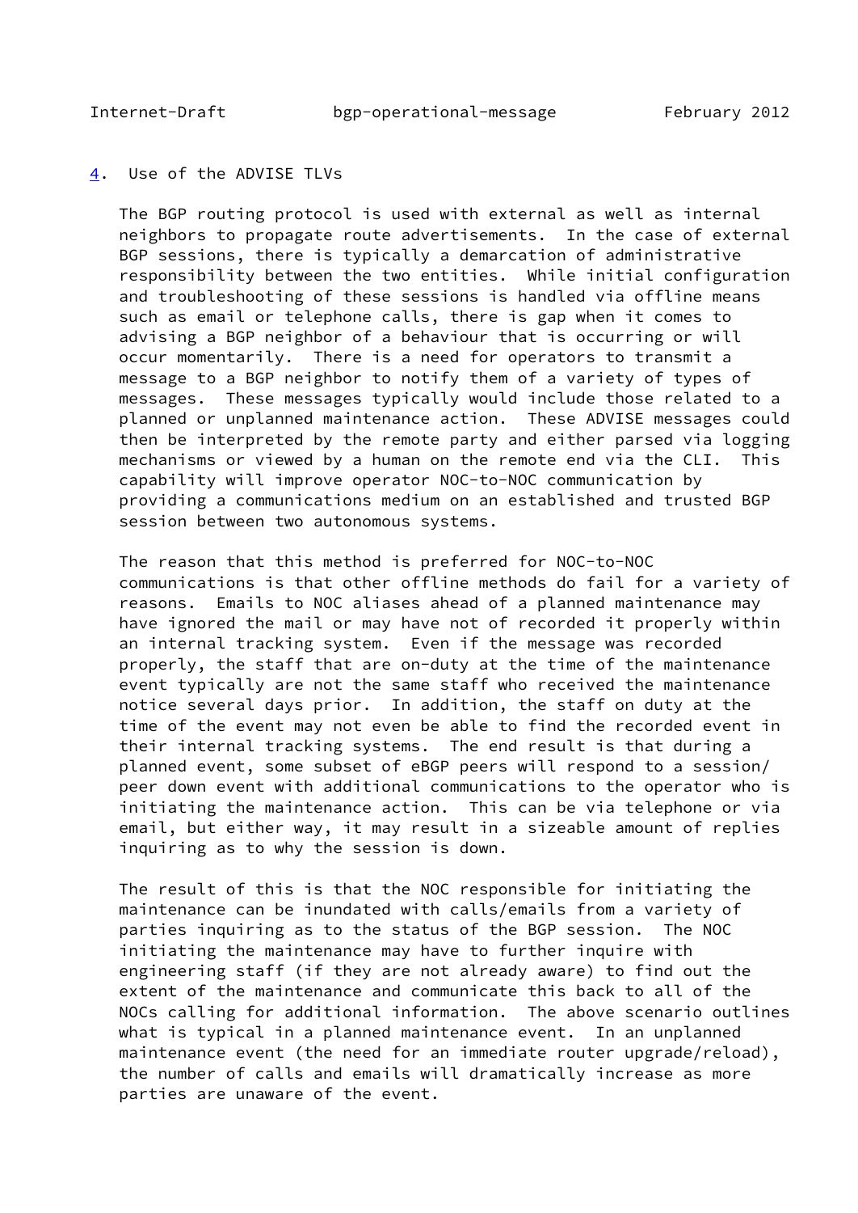## 4. Use of the ADVISE TLVs

The BGP routing protocol is used with external as well as internal neighbors to propagate route advertisements. In the case of external BGP sessions, there is typically a demarcation of administrative responsibility between the two entities. While initial configuration and troubleshooting of these sessions is handled via offline means such as email or telephone calls, there is gap when it comes to advising a BGP neighbor of a behaviour that is occurring or will occur momentarily. There is a need for operators to transmit a message to a BGP neighbor to notify them of a variety of types of messages. These messages typically would include those related to a planned or unplanned maintenance action. These ADVISE messages could then be interpreted by the remote party and either parsed via logging mechanisms or viewed by a human on the remote end via the CLI. This capability will improve operator NOC-to-NOC communication by providing a communications medium on an established and trusted BGP session between two autonomous systems.

The reason that this method is preferred for NOC-to-NOC communications is that other offline methods do fail for a variety of reasons. Emails to NOC aliases ahead of a planned maintenance may have ignored the mail or may have not of recorded it properly within an internal tracking system. Even if the message was recorded properly, the staff that are on-duty at the time of the maintenance event typically are not the same staff who received the maintenance notice several days prior. In addition, the staff on duty at the time of the event may not even be able to find the recorded event in their internal tracking systems. The end result is that during a planned event, some subset of eBGP peers will respond to a session/ peer down event with additional communications to the operator who is initiating the maintenance action. This can be via telephone or via email, but either way, it may result in a sizeable amount of replies inquiring as to why the session is down.

The result of this is that the NOC responsible for initiating the maintenance can be inundated with calls/emails from a variety of parties inquiring as to the status of the BGP session. The NOC initiating the maintenance may have to further inquire with engineering staff (if they are not already aware) to find out the extent of the maintenance and communicate this back to all of the NOCs calling for additional information. The above scenario outlines what is typical in a planned maintenance event. In an unplanned maintenance event (the need for an immediate router upgrade/reload), the number of calls and emails will dramatically increase as more parties are unaware of the event.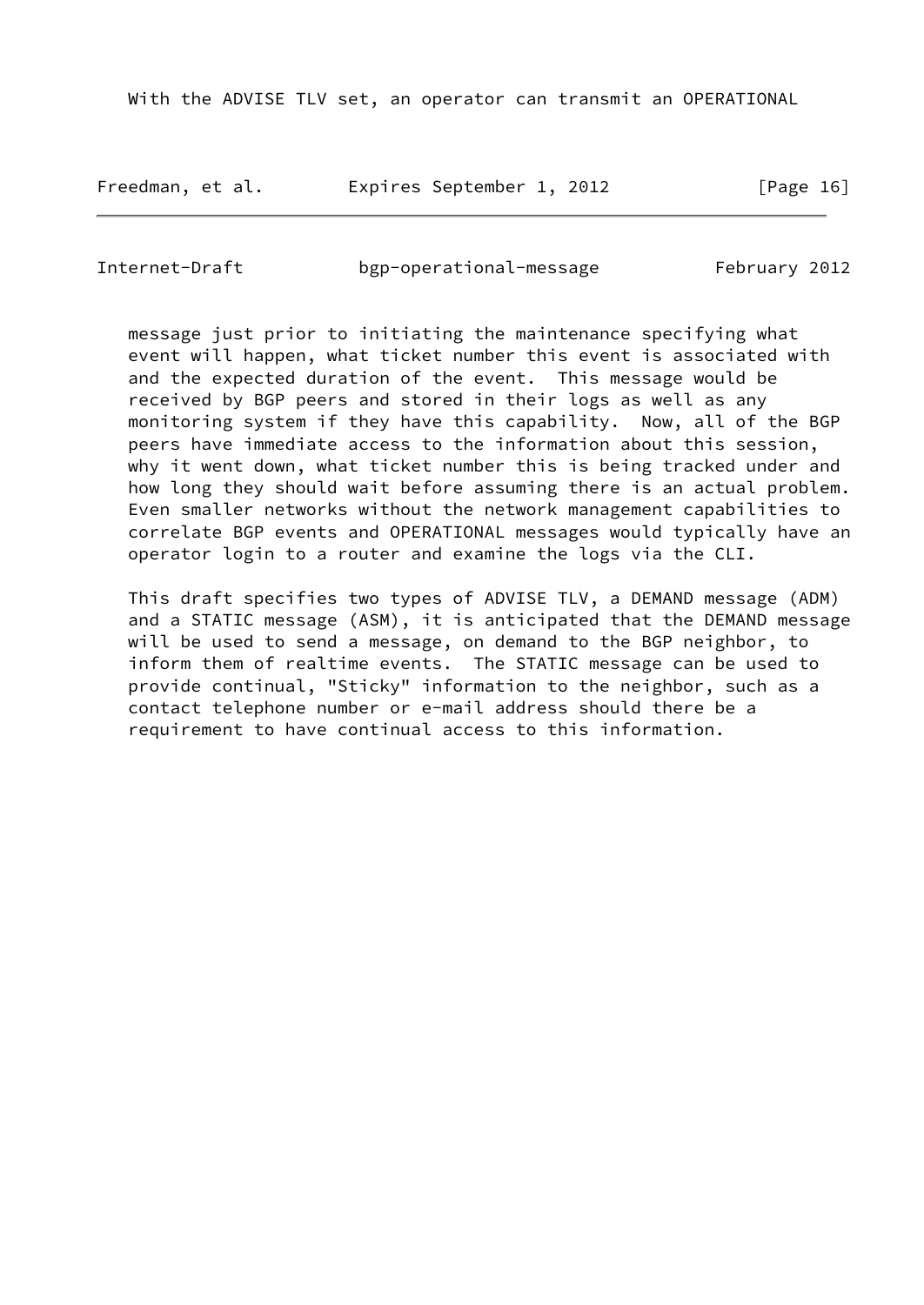With the ADVISE TLV set, an operator can transmit an OPERATIONAL message just prior to initiating the maintenance specifying what event will happen, what ticket number this event is associated with and the expected duration of the event. This message would be received by BGP peers and stored in their logs as well as any monitoring system if they have this capability. Now, all of the BGP peers have immediate access to the information about this session, why it went down, what ticket number this is being tracked under and how long they should wait before assuming there is an actual problem. Even smaller networks without the network management capabilities to correlate BGP events and OPERATIONAL messages would typically have an operator login to a router and examine the logs via the CLI.

This draft specifies two types of ADVISE TLV, a DEMAND message (ADM) and a STATIC message (ASM), it is anticipated that the DEMAND message will be used to send a message, on demand to the BGP neighbor, to inform them of realtime events. The STATIC message can be used to provide continual, "Sticky" information to the neighbor, such as a contact telephone number or e-mail address should there be a requirement to have continual access to this information.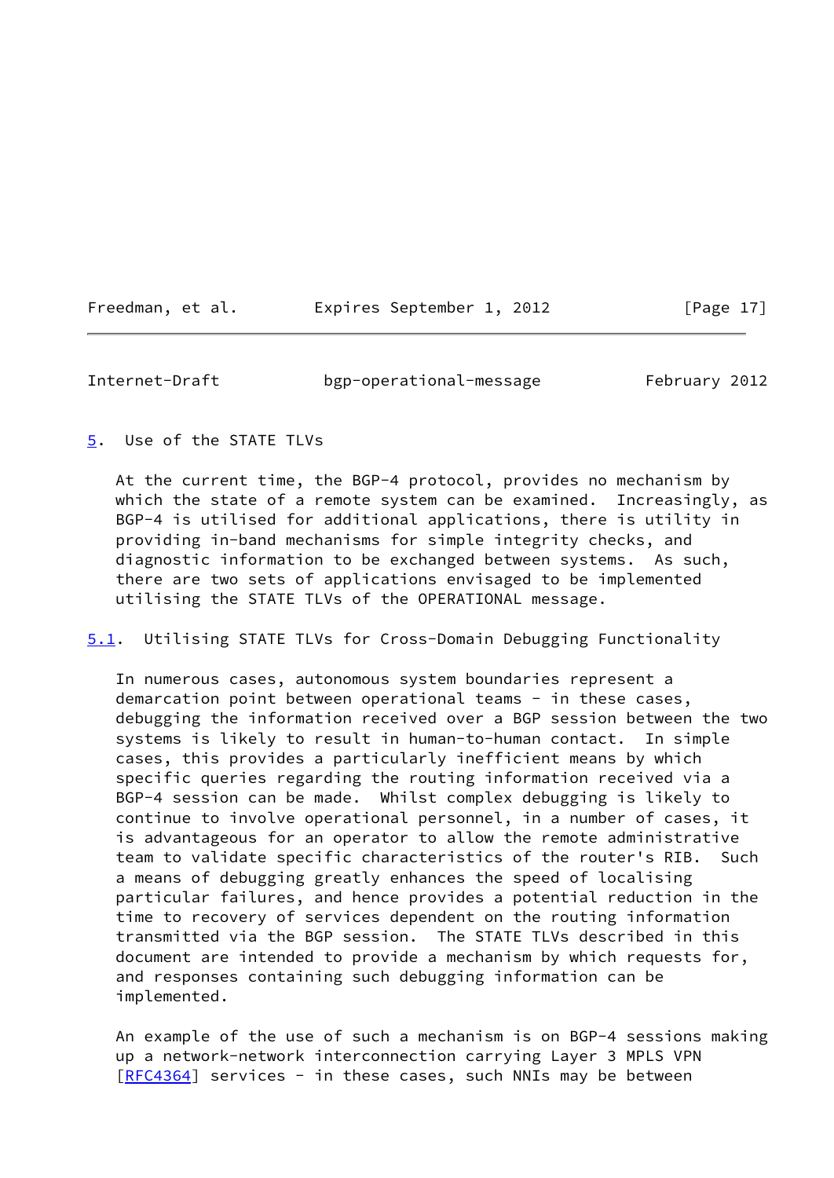## 5. Use of the STATE TLVs

At the current time, the BGP-4 protocol, provides no mechanism by which the state of a remote system can be examined. Increasingly, as BGP-4 is utilised for additional applications, there is utility in providing in-band mechanisms for simple integrity checks, and diagnostic information to be exchanged between systems. As such, there are two sets of applications envisaged to be implemented utilising the STATE TLVs of the OPERATIONAL message.

### 5.1. Utilising STATE TLVs for Cross-Domain Debugging Functionality

In numerous cases, autonomous system boundaries represent a demarcation point between operational teams - in these cases, debugging the information received over a BGP session between the two systems is likely to result in human-to-human contact. In simple cases, this provides a particularly inefficient means by which specific queries regarding the routing information received via a BGP-4 session can be made. Whilst complex debugging is likely to continue to involve operational personnel, in a number of cases, it is advantageous for an operator to allow the remote administrative team to validate specific characteristics of the router's RIB. Such a means of debugging greatly enhances the speed of localising particular failures, and hence provides a potential reduction in the time to recovery of services dependent on the routing information transmitted via the BGP session. The STATE TLVs described in this document are intended to provide a mechanism by which requests for, and responses containing such debugging information can be implemented.

An example of the use of such a mechanism is on BGP-4 sessions making up a network-network interconnection carrying Layer 3 MPLS VPN [RFC4364] services - in these cases, such NNIs may be between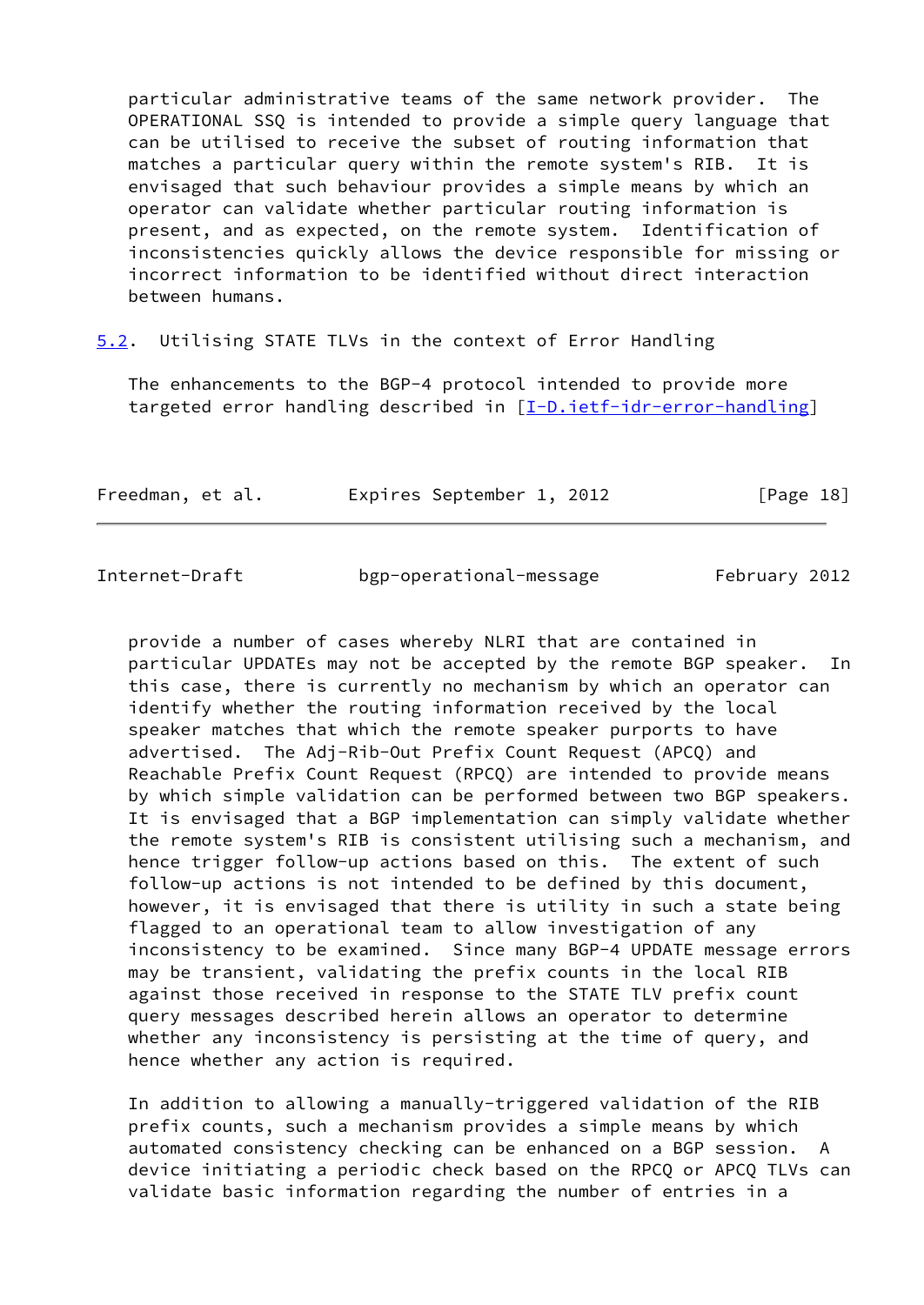particular administrative teams of the same network provider. The OPERATIONAL SSQ is intended to provide a simple query language that can be utilised to receive the subset of routing information that matches a particular query within the remote system's RIB. It is envisaged that such behaviour provides a simple means by which an operator can validate whether particular routing information is present, and as expected, on the remote system. Identification of inconsistencies quickly allows the device responsible for missing or incorrect information to be identified without direct interaction between humans.

## 5.2. Utilising STATE TLVs in the context of Error Handling

The enhancements to the BGP-4 protocol intended to provide more targeted error handling described in [I-D.ietf-idr-error-handling] provide a number of cases whereby NLRI that are contained in particular UPDATEs may not be accepted by the remote BGP speaker. In this case, there is currently no mechanism by which an operator can identify whether the routing information received by the local speaker matches that which the remote speaker purports to have advertised. The Adj-Rib-Out Prefix Count Request (APCQ) and Reachable Prefix Count Request (RPCQ) are intended to provide means by which simple validation can be performed between two BGP speakers. It is envisaged that a BGP implementation can simply validate whether the remote system's RIB is consistent utilising such a mechanism, and hence trigger follow-up actions based on this. The extent of such follow-up actions is not intended to be defined by this document, however, it is envisaged that there is utility in such a state being flagged to an operational team to allow investigation of any inconsistency to be examined. Since many BGP-4 UPDATE message errors may be transient, validating the prefix counts in the local RIB against those received in response to the STATE TLV prefix count query messages described herein allows an operator to determine whether any inconsistency is persisting at the time of query, and hence whether any action is required.

In addition to allowing a manually-triggered validation of the RIB prefix counts, such a mechanism provides a simple means by which automated consistency checking can be enhanced on a BGP session. A device initiating a periodic check based on the RPCQ or APCQ TLVs can validate basic information regarding the number of entries in a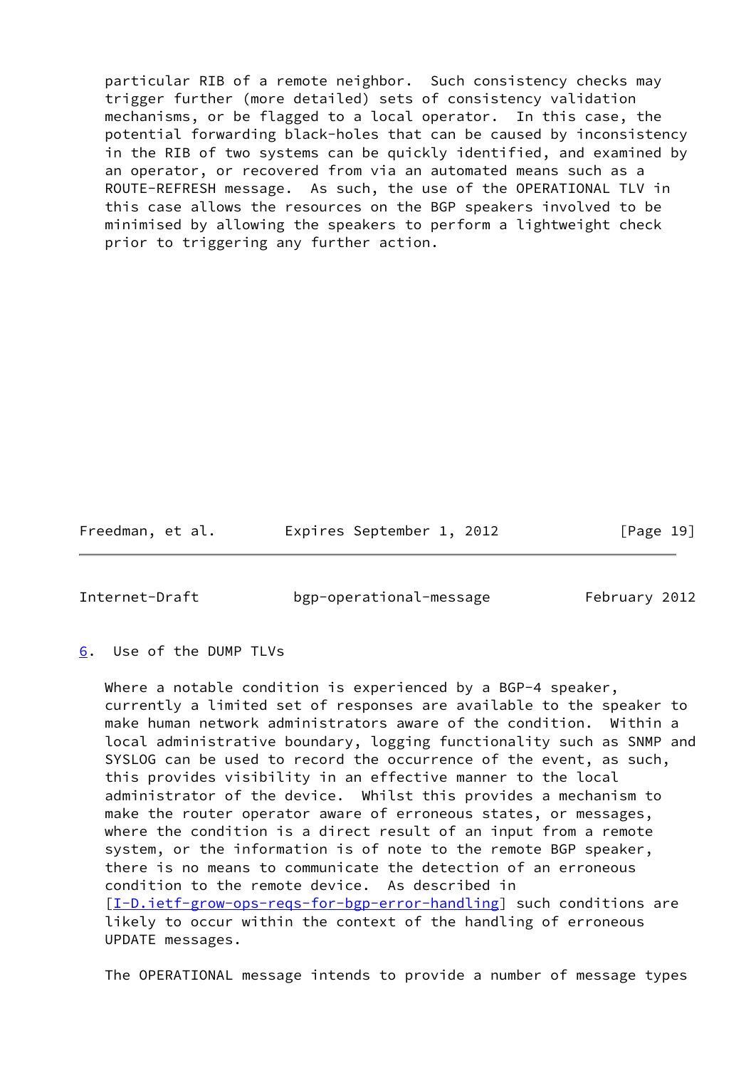particular RIB of a remote neighbor. Such consistency checks may trigger further (more detailed) sets of consistency validation mechanisms, or be flagged to a local operator. In this case, the potential forwarding black-holes that can be caused by inconsistency in the RIB of two systems can be quickly identified, and examined by an operator, or recovered from via an automated means such as a ROUTE-REFRESH message. As such, the use of the OPERATIONAL TLV in this case allows the resources on the BGP speakers involved to be minimised by allowing the speakers to perform a lightweight check prior to triggering any further action.

## 6. Use of the DUMP TLVs

Where a notable condition is experienced by a BGP-4 speaker, currently a limited set of responses are available to the speaker to make human network administrators aware of the condition. Within a local administrative boundary, logging functionality such as SNMP and SYSLOG can be used to record the occurrence of the event, as such, this provides visibility in an effective manner to the local administrator of the device. Whilst this provides a mechanism to make the router operator aware of erroneous states, or messages, where the condition is a direct result of an input from a remote system, or the information is of note to the remote BGP speaker, there is no means to communicate the detection of an erroneous condition to the remote device. As described in [I-D.ietf-grow-ops-reqs-for-bgp-error-handling] such conditions are likely to occur within the context of the handling of erroneous UPDATE messages.

The OPERATIONAL message intends to provide a number of message types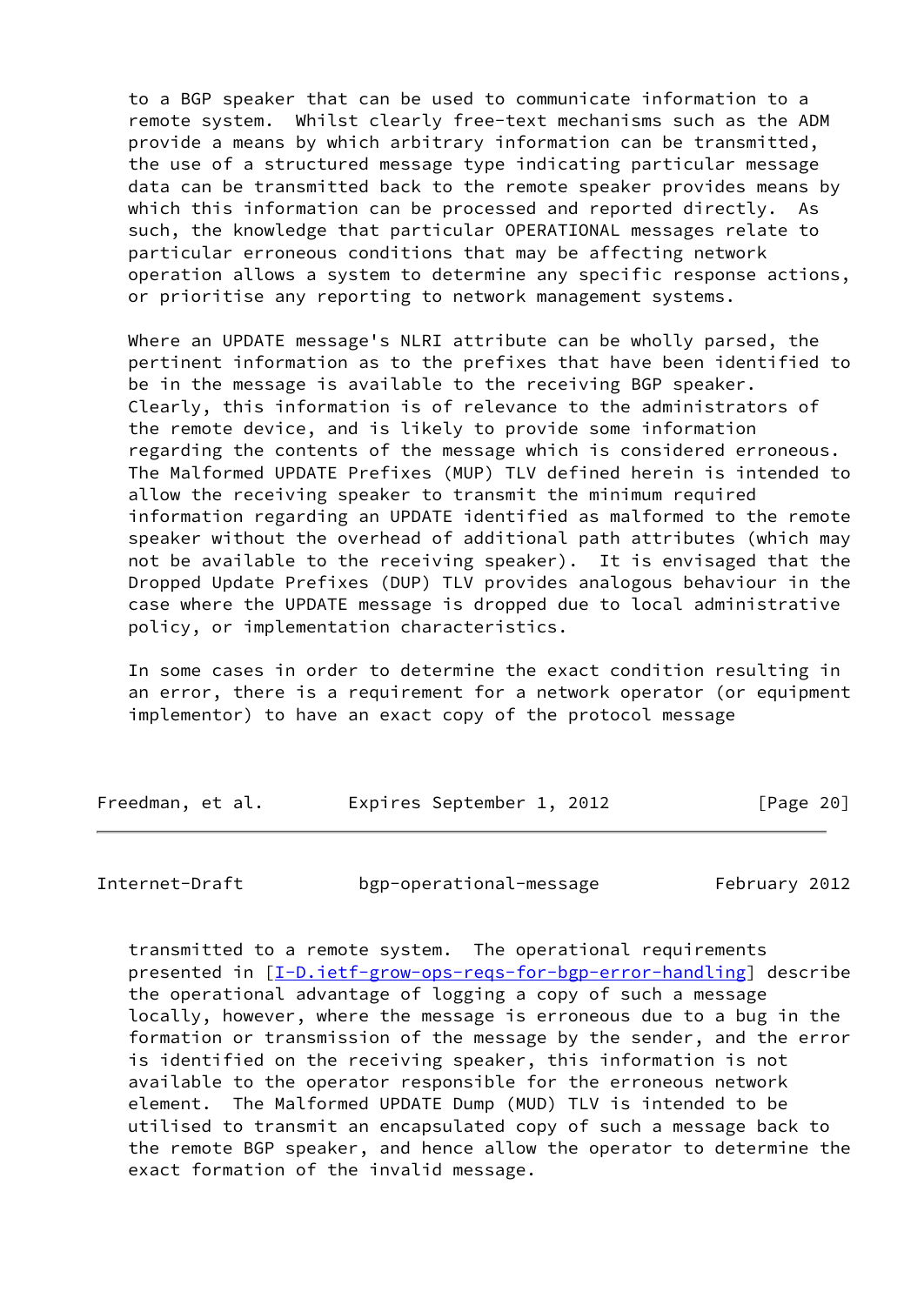to a BGP speaker that can be used to communicate information to a remote system. Whilst clearly free-text mechanisms such as the ADM provide a means by which arbitrary information can be transmitted, the use of a structured message type indicating particular message data can be transmitted back to the remote speaker provides means by which this information can be processed and reported directly. As such, the knowledge that particular OPERATIONAL messages relate to particular erroneous conditions that may be affecting network operation allows a system to determine any specific response actions, or prioritise any reporting to network management systems.

Where an UPDATE message's NLRI attribute can be wholly parsed, the pertinent information as to the prefixes that have been identified to be in the message is available to the receiving BGP speaker. Clearly, this information is of relevance to the administrators of the remote device, and is likely to provide some information regarding the contents of the message which is considered erroneous. The Malformed UPDATE Prefixes (MUP) TLV defined herein is intended to allow the receiving speaker to transmit the minimum required information regarding an UPDATE identified as malformed to the remote speaker without the overhead of additional path attributes (which may not be available to the receiving speaker). It is envisaged that the Dropped Update Prefixes (DUP) TLV provides analogous behaviour in the case where the UPDATE message is dropped due to local administrative policy, or implementation characteristics.

In some cases in order to determine the exact condition resulting in an error, there is a requirement for a network operator (or equipment implementor) to have an exact copy of the protocol message transmitted to a remote system. The operational requirements presented in [I-D.ietf-grow-ops-reqs-for-bgp-error-handling] describe the operational advantage of logging a copy of such a message locally, however, where the message is erroneous due to a bug in the formation or transmission of the message by the sender, and the error is identified on the receiving speaker, this information is not available to the operator responsible for the erroneous network element. The Malformed UPDATE Dump (MUD) TLV is intended to be utilised to transmit an encapsulated copy of such a message back to the remote BGP speaker, and hence allow the operator to determine the exact formation of the invalid message.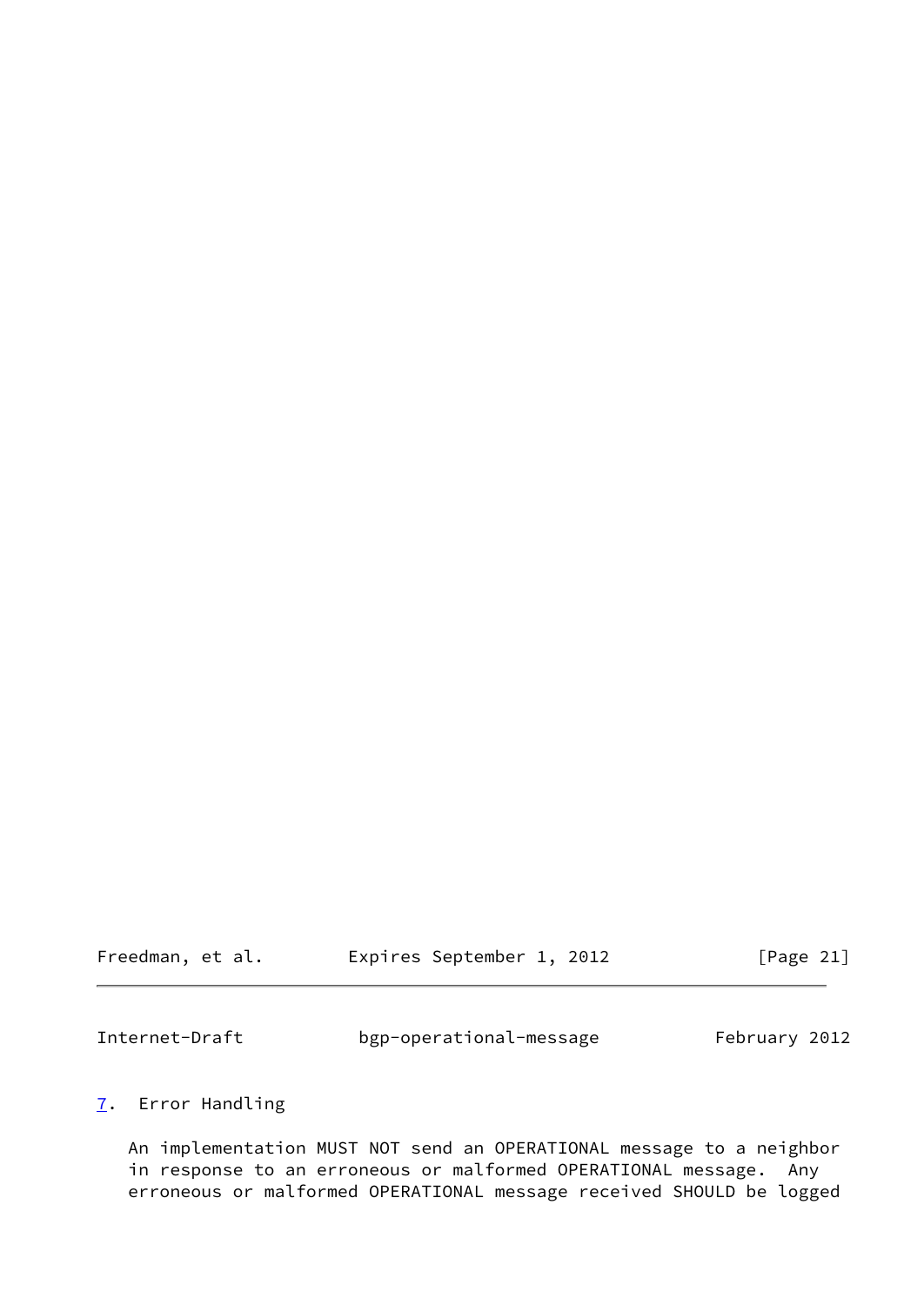## 7. Error Handling

An implementation MUST NOT send an OPERATIONAL message to a neighbor in response to an erroneous or malformed OPERATIONAL message. Any erroneous or malformed OPERATIONAL message received SHOULD be logged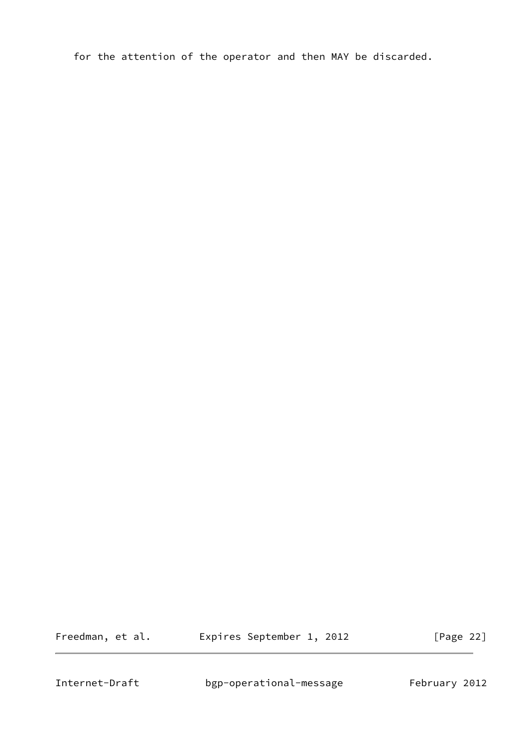for the attention of the operator and then MAY be discarded.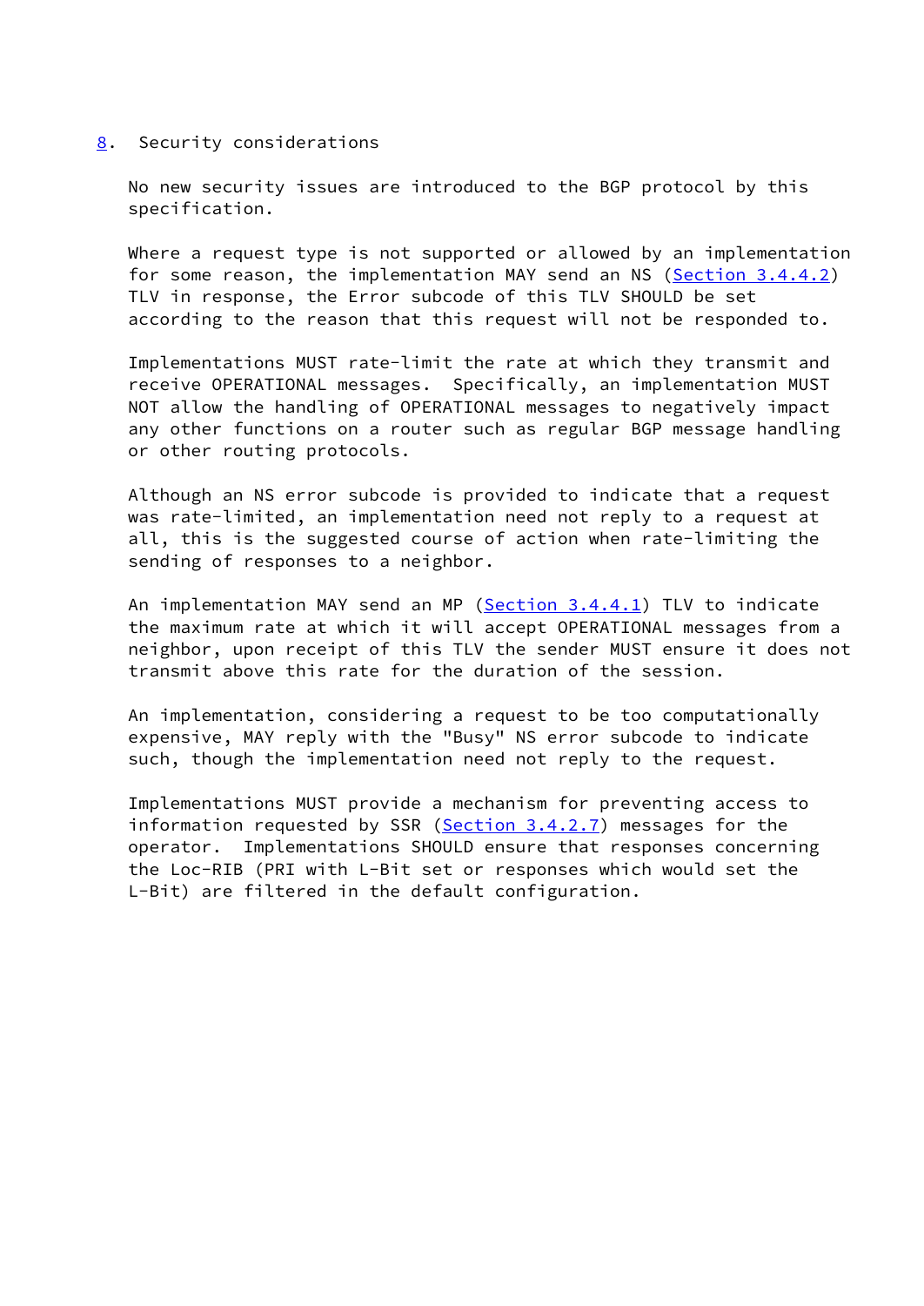## 8. Security considerations

No new security issues are introduced to the BGP protocol by this specification.

Where a request type is not supported or allowed by an implementation for some reason, the implementation MAY send an NS (Section 3.4.4.2) TLV in response, the Error subcode of this TLV SHOULD be set according to the reason that this request will not be responded to.

Implementations MUST rate-limit the rate at which they transmit and receive OPERATIONAL messages. Specifically, an implementation MUST NOT allow the handling of OPERATIONAL messages to negatively impact any other functions on a router such as regular BGP message handling or other routing protocols.

Although an NS error subcode is provided to indicate that a request was rate-limited, an implementation need not reply to a request at all, this is the suggested course of action when rate-limiting the sending of responses to a neighbor.

An implementation MAY send an MP (Section 3.4.4.1) TLV to indicate the maximum rate at which it will accept OPERATIONAL messages from a neighbor, upon receipt of this TLV the sender MUST ensure it does not transmit above this rate for the duration of the session.

An implementation, considering a request to be too computationally expensive, MAY reply with the "Busy" NS error subcode to indicate such, though the implementation need not reply to the request.

Implementations MUST provide a mechanism for preventing access to information requested by SSR (Section 3.4.2.7) messages for the operator. Implementations SHOULD ensure that responses concerning the Loc-RIB (PRI with L-Bit set or responses which would set the L-Bit) are filtered in the default configuration.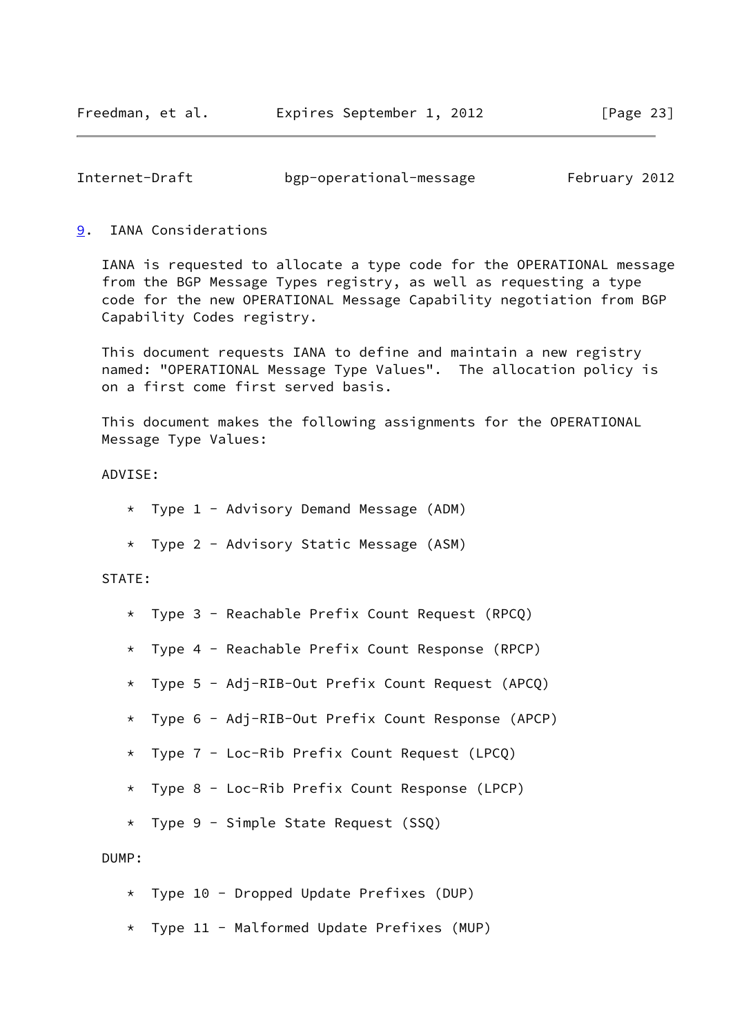## 9. IANA Considerations

IANA is requested to allocate a type code for the OPERATIONAL message from the BGP Message Types registry, as well as requesting a type code for the new OPERATIONAL Message Capability negotiation from BGP Capability Codes registry.

This document requests IANA to define and maintain a new registry named: "OPERATIONAL Message Type Values". The allocation policy is on a first come first served basis.

This document makes the following assignments for the OPERATIONAL Message Type Values:

ADVISE:

* Type 1 - Advisory Demand Message (ADM)
* Type 2 - Advisory Static Message (ASM)

STATE:

* Type 3 - Reachable Prefix Count Request (RPCQ)
* Type 4 - Reachable Prefix Count Response (RPCP)
* Type 5 - Adj-RIB-Out Prefix Count Request (APCQ)
* Type 6 - Adj-RIB-Out Prefix Count Response (APCP)
* Type 7 - Loc-Rib Prefix Count Request (LPCQ)
* Type 8 - Loc-Rib Prefix Count Response (LPCP)
* Type 9 - Simple State Request (SSQ)

DUMP:

* Type 10 - Dropped Update Prefixes (DUP)
* Type 11 - Malformed Update Prefixes (MUP)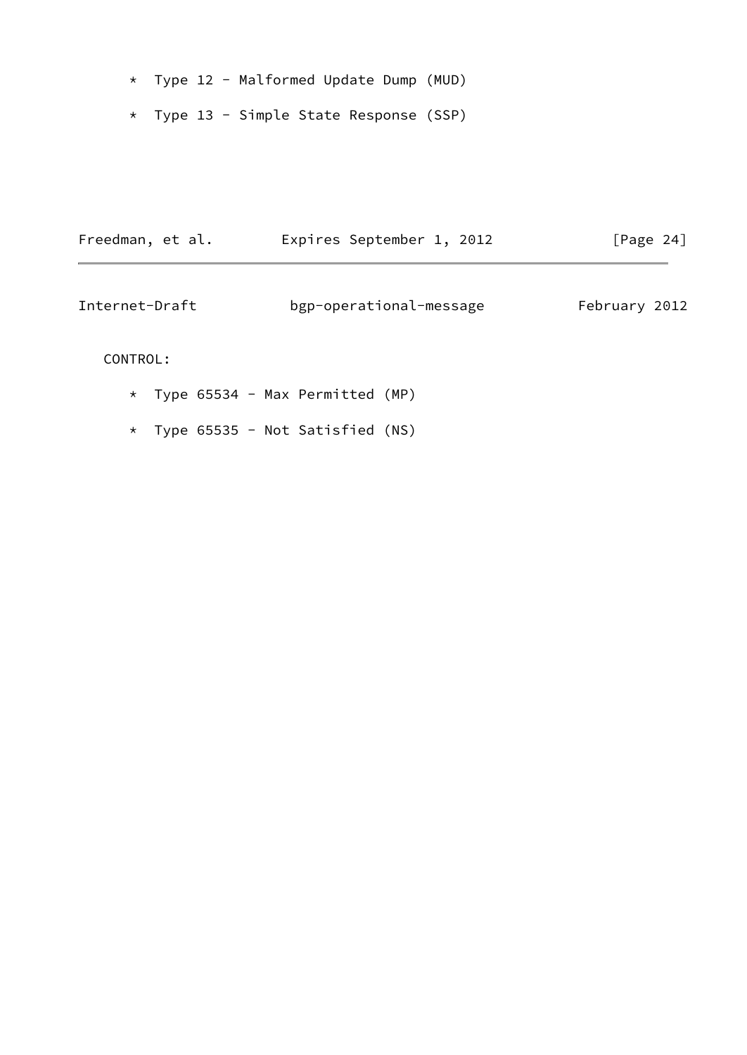* Type 12 - Malformed Update Dump (MUD)

* Type 13 - Simple State Response (SSP)

CONTROL:

* Type 65534 - Max Permitted (MP)

* Type 65535 - Not Satisfied (NS)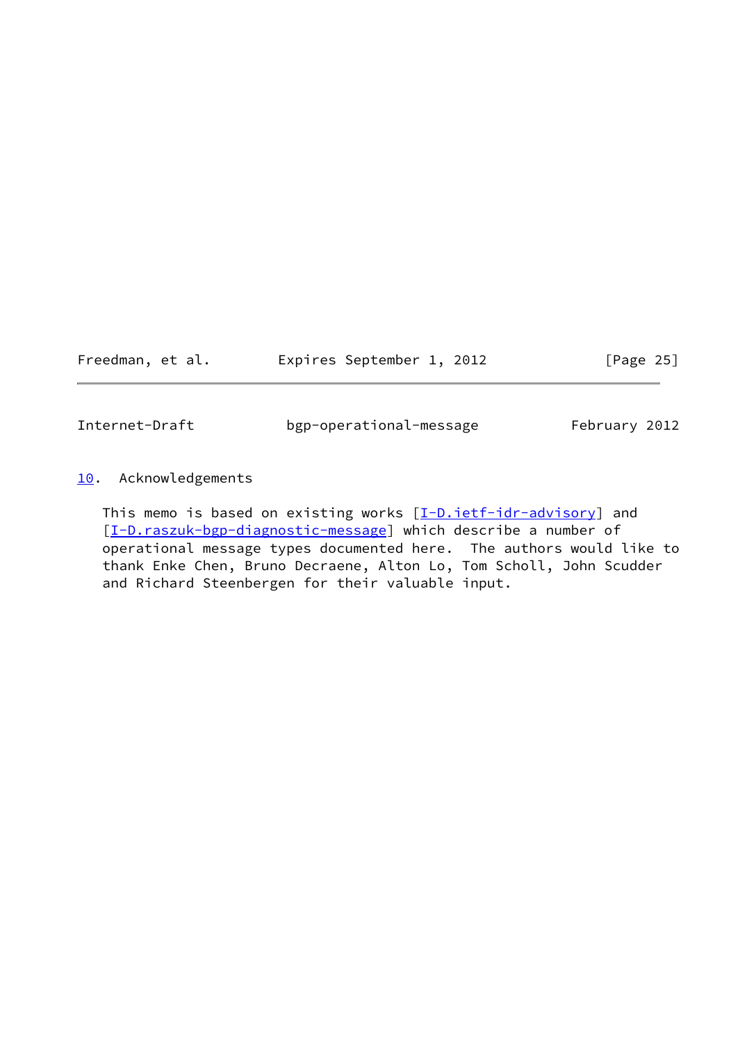## 10. Acknowledgements

This memo is based on existing works [I-D.ietf-idr-advisory] and [I-D.raszuk-bgp-diagnostic-message] which describe a number of operational message types documented here. The authors would like to thank Enke Chen, Bruno Decraene, Alton Lo, Tom Scholl, John Scudder and Richard Steenbergen for their valuable input.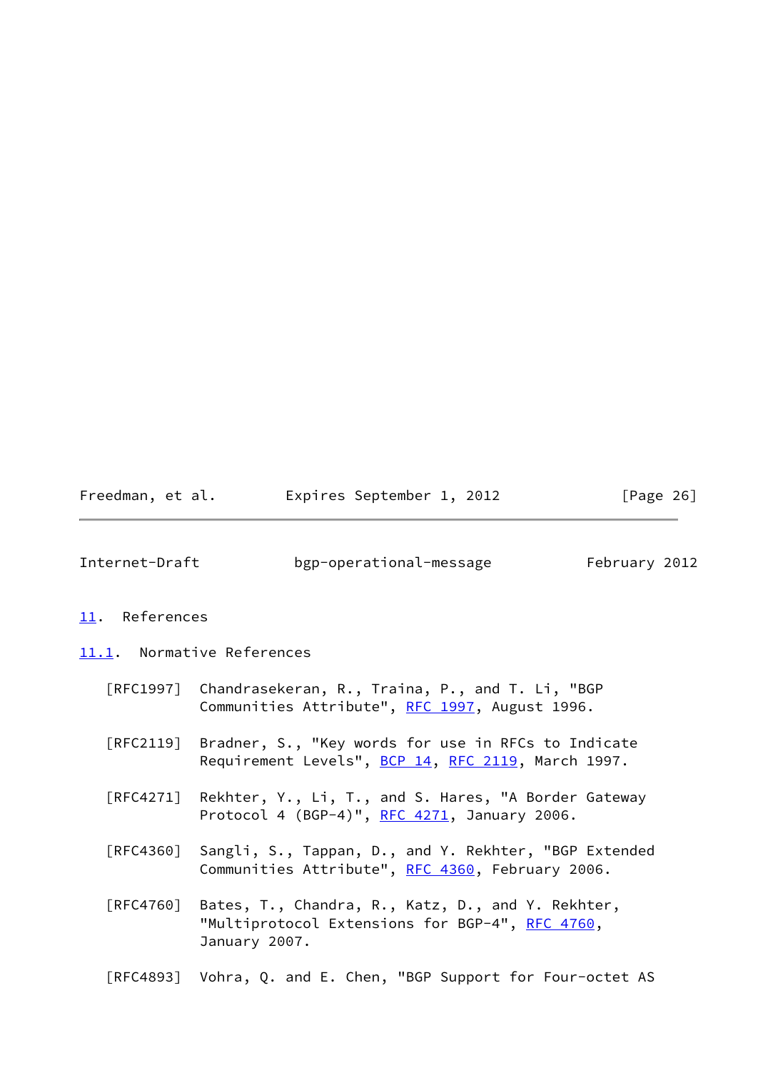## 11. References

### 11.1. Normative References

[RFC1997] Chandrasekeran, R., Traina, P., and T. Li, "BGP Communities Attribute", RFC 1997, August 1996.

[RFC2119] Bradner, S., "Key words for use in RFCs to Indicate Requirement Levels", BCP 14, RFC 2119, March 1997.

[RFC4271] Rekhter, Y., Li, T., and S. Hares, "A Border Gateway Protocol 4 (BGP-4)", RFC 4271, January 2006.

[RFC4360] Sangli, S., Tappan, D., and Y. Rekhter, "BGP Extended Communities Attribute", RFC 4360, February 2006.

[RFC4760] Bates, T., Chandra, R., Katz, D., and Y. Rekhter, "Multiprotocol Extensions for BGP-4", RFC 4760, January 2007.

[RFC4893] Vohra, Q. and E. Chen, "BGP Support for Four-octet AS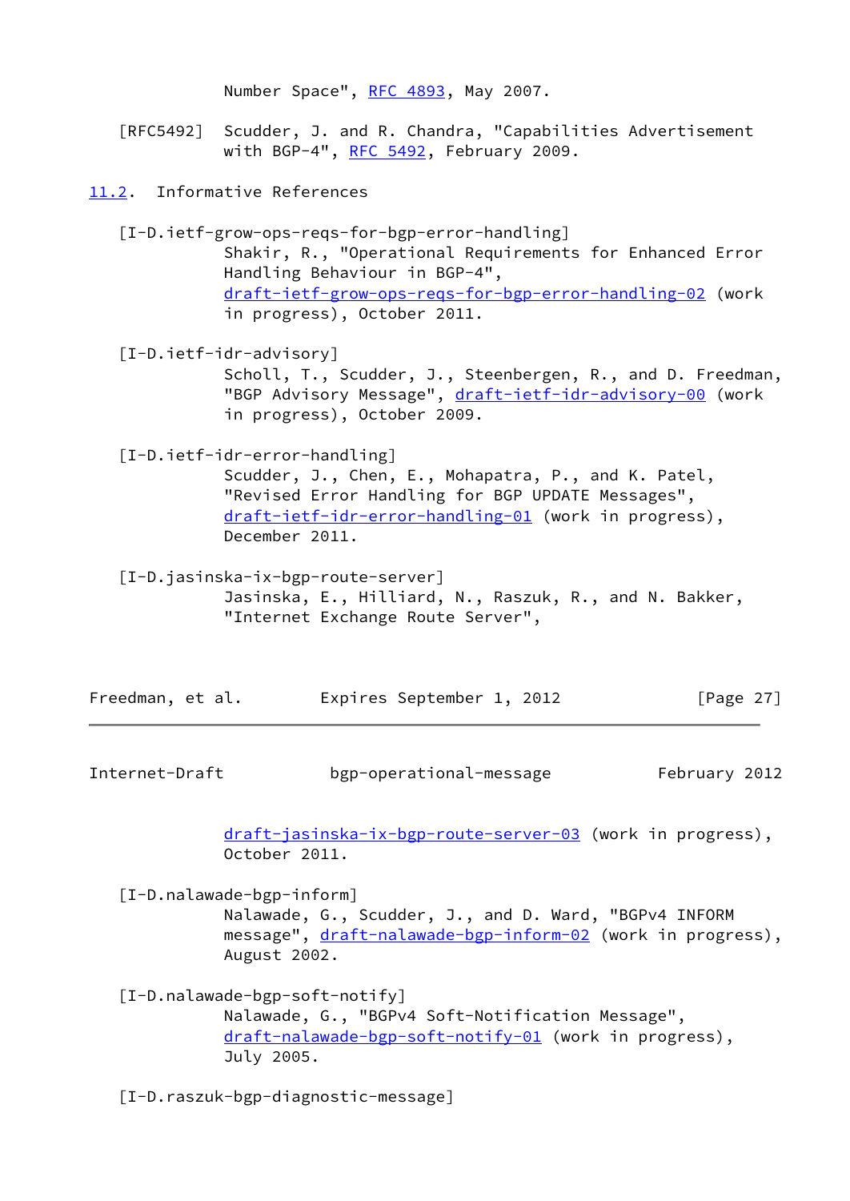Number Space", RFC 4893, May 2007.

[RFC5492] Scudder, J. and R. Chandra, "Capabilities Advertisement with BGP-4", RFC 5492, February 2009.

### 11.2. Informative References

[I-D.ietf-grow-ops-reqs-for-bgp-error-handling]
Shakir, R., "Operational Requirements for Enhanced Error Handling Behaviour in BGP-4", draft-ietf-grow-ops-reqs-for-bgp-error-handling-02 (work in progress), October 2011.

[I-D.ietf-idr-advisory]
Scholl, T., Scudder, J., Steenbergen, R., and D. Freedman, "BGP Advisory Message", draft-ietf-idr-advisory-00 (work in progress), October 2009.

[I-D.ietf-idr-error-handling]
Scudder, J., Chen, E., Mohapatra, P., and K. Patel, "Revised Error Handling for BGP UPDATE Messages", draft-ietf-idr-error-handling-01 (work in progress), December 2011.

[I-D.jasinska-ix-bgp-route-server]
Jasinska, E., Hilliard, N., Raszuk, R., and N. Bakker, "Internet Exchange Route Server", draft-jasinska-ix-bgp-route-server-03 (work in progress), October 2011.

[I-D.nalawade-bgp-inform]
Nalawade, G., Scudder, J., and D. Ward, "BGPv4 INFORM message", draft-nalawade-bgp-inform-02 (work in progress), August 2002.

[I-D.nalawade-bgp-soft-notify]
Nalawade, G., "BGPv4 Soft-Notification Message", draft-nalawade-bgp-soft-notify-01 (work in progress), July 2005.

[I-D.raszuk-bgp-diagnostic-message]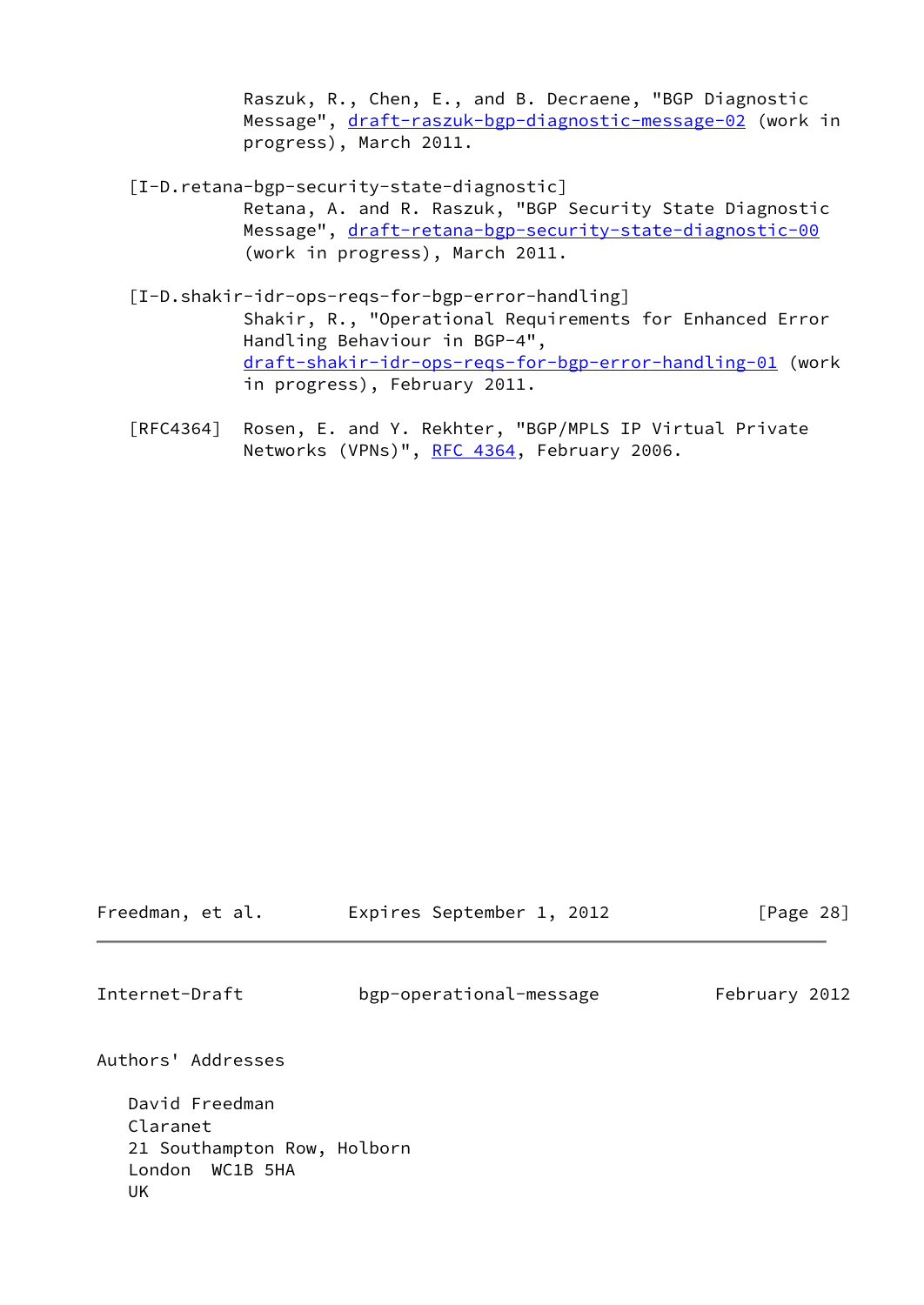Raszuk, R., Chen, E., and B. Decraene, "BGP Diagnostic Message", draft-raszuk-bgp-diagnostic-message-02 (work in progress), March 2011.

[I-D.retana-bgp-security-state-diagnostic]
Retana, A. and R. Raszuk, "BGP Security State Diagnostic Message", draft-retana-bgp-security-state-diagnostic-00 (work in progress), March 2011.

[I-D.shakir-idr-ops-reqs-for-bgp-error-handling]
Shakir, R., "Operational Requirements for Enhanced Error Handling Behaviour in BGP-4", draft-shakir-idr-ops-reqs-for-bgp-error-handling-01 (work in progress), February 2011.

[RFC4364] Rosen, E. and Y. Rekhter, "BGP/MPLS IP Virtual Private Networks (VPNs)", RFC 4364, February 2006.

## Authors' Addresses

David Freedman
Claranet
21 Southampton Row, Holborn
London WC1B 5HA
UK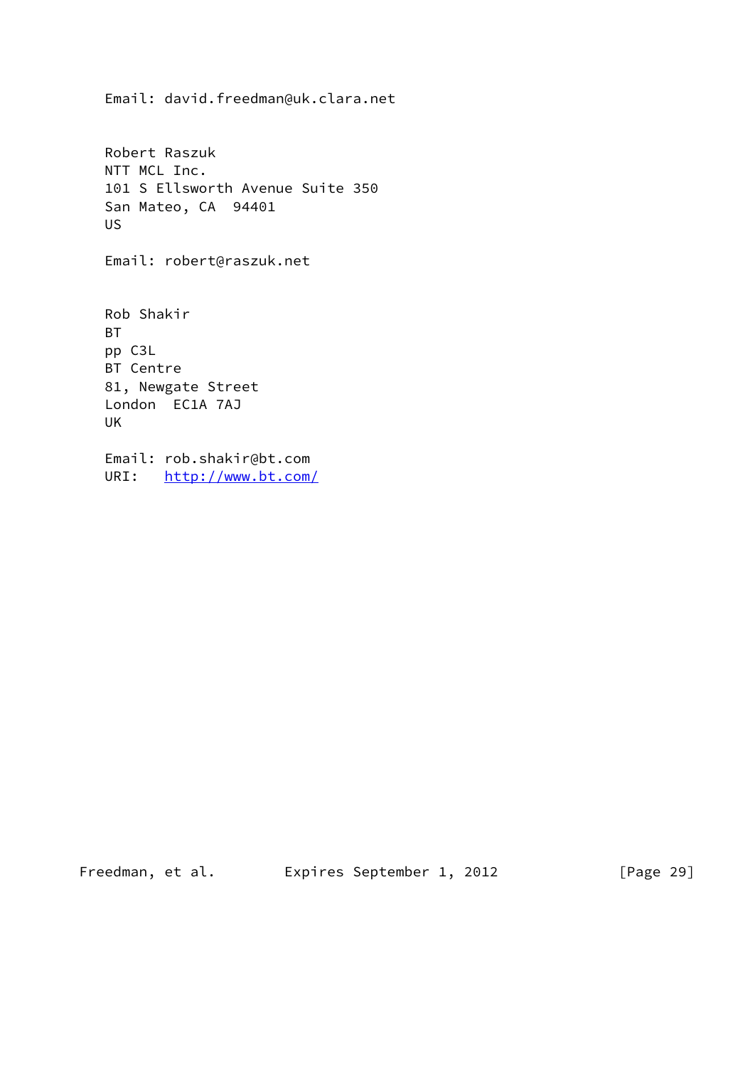Email: david.freedman@uk.clara.net

Robert Raszuk
NTT MCL Inc.
101 S Ellsworth Avenue Suite 350
San Mateo, CA  94401
US

Email: robert@raszuk.net

Rob Shakir
BT
pp C3L
BT Centre
81, Newgate Street
London  EC1A 7AJ
UK

Email: rob.shakir@bt.com
URI:   http://www.bt.com/